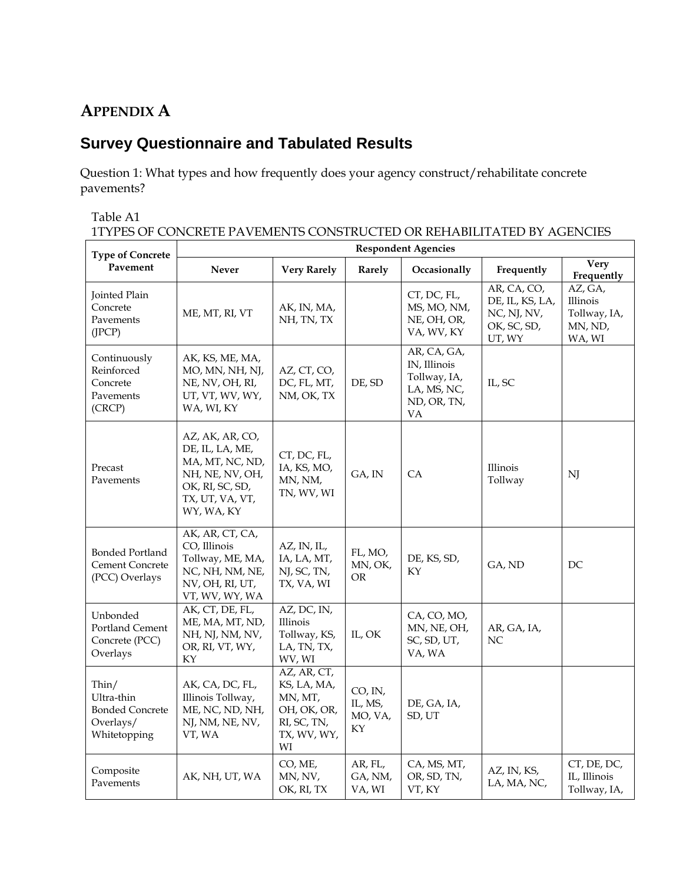# APPENDIX A

## Survey Questionnaire and Tabulated Results

Question 1: What types and how frequently does your agency construct/rehabilitate concrete pavements?

Table A1
1TYPES OF CONCRETE PAVEMENTS CONSTRUCTED OR REHABILITATED BY AGENCIES

| Type of Concrete Pavement | Respondent Agencies | | | | | |
|---|---|---|---|---|---|---|
| | Never | Very Rarely | Rarely | Occasionally | Frequently | Very Frequently |
| Jointed Plain Concrete Pavements (JPCP) | ME, MT, RI, VT | AK, IN, MA, NH, TN, TX | | CT, DC, FL, MS, MO, NM, NE, OH, OR, VA, WV, KY | AR, CA, CO, DE, IL, KS, LA, NC, NJ, NV, OK, SC, SD, UT, WY | AZ, GA, Illinois Tollway, IA, MN, ND, WA, WI |
| Continuously Reinforced Concrete Pavements (CRCP) | AK, KS, ME, MA, MO, MN, NH, NJ, NE, NV, OH, RI, UT, VT, WV, WY, WA, WI, KY | AZ, CT, CO, DC, FL, MT, NM, OK, TX | DE, SD | AR, CA, GA, IN, Illinois Tollway, IA, LA, MS, NC, ND, OR, TN, VA | IL, SC | |
| Precast Pavements | AZ, AK, AR, CO, DE, IL, LA, ME, MA, MT, NC, ND, NH, NE, NV, OH, OK, RI, SC, SD, TX, UT, VA, VT, WY, WA, KY | CT, DC, FL, IA, KS, MO, MN, NM, TN, WV, WI | GA, IN | CA | Illinois Tollway | NJ |
| Bonded Portland Cement Concrete (PCC) Overlays | AK, AR, CT, CA, CO, Illinois Tollway, ME, MA, NC, NH, NM, NE, NV, OH, RI, UT, VT, WV, WY, WA | AZ, IN, IL, IA, LA, MT, NJ, SC, TN, TX, VA, WI | FL, MO, MN, OK, OR | DE, KS, SD, KY | GA, ND | DC |
| Unbonded Portland Cement Concrete (PCC) Overlays | AK, CT, DE, FL, ME, MA, MT, ND, NH, NJ, NM, NV, OR, RI, VT, WY, KY | AZ, DC, IN, Illinois Tollway, KS, LA, TN, TX, WV, WI | IL, OK | CA, CO, MO, MN, NE, OH, SC, SD, UT, VA, WA | AR, GA, IA, NC | |
| Thin/ Ultra-thin Bonded Concrete Overlays/ Whitetopping | AK, CA, DC, FL, Illinois Tollway, ME, NC, ND, NH, NJ, NM, NE, NV, VT, WA | AZ, AR, CT, KS, LA, MA, MN, MT, OH, OK, OR, RI, SC, TN, TX, WV, WY, WI | CO, IN, IL, MS, MO, VA, KY | DE, GA, IA, SD, UT | | |
| Composite Pavements | AK, NH, UT, WA | CO, ME, MN, NV, OK, RI, TX | AR, FL, GA, NM, VA, WI | CA, MS, MT, OR, SD, TN, VT, KY | AZ, IN, KS, LA, MA, NC, | CT, DE, DC, IL, Illinois Tollway, IA, |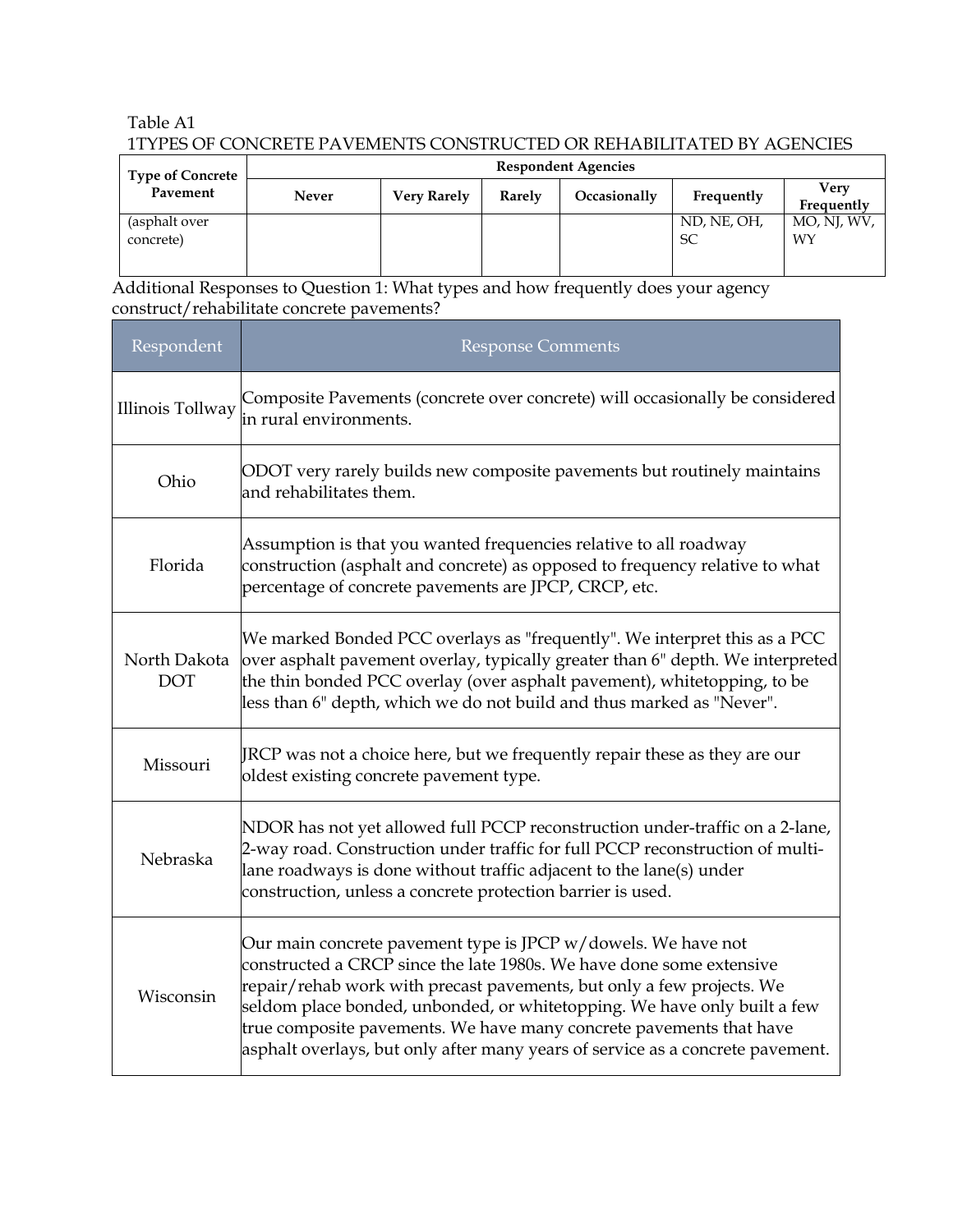Table A1

1TYPES OF CONCRETE PAVEMENTS CONSTRUCTED OR REHABILITATED BY AGENCIES

| Type of Concrete Pavement | Respondent Agencies | | | | | |
|---|---|---|---|---|---|---|
| | Never | Very Rarely | Rarely | Occasionally | Frequently | Very Frequently |
| (asphalt over concrete) | | | | | ND, NE, OH, SC | MO, NJ, WV, WY |

Additional Responses to Question 1: What types and how frequently does your agency construct/rehabilitate concrete pavements?

| Respondent | Response Comments |
|---|---|
| Illinois Tollway | Composite Pavements (concrete over concrete) will occasionally be considered in rural environments. |
| Ohio | ODOT very rarely builds new composite pavements but routinely maintains and rehabilitates them. |
| Florida | Assumption is that you wanted frequencies relative to all roadway construction (asphalt and concrete) as opposed to frequency relative to what percentage of concrete pavements are JPCP, CRCP, etc. |
| North Dakota DOT | We marked Bonded PCC overlays as "frequently". We interpret this as a PCC over asphalt pavement overlay, typically greater than 6" depth. We interpreted the thin bonded PCC overlay (over asphalt pavement), whitetopping, to be less than 6" depth, which we do not build and thus marked as "Never". |
| Missouri | JRCP was not a choice here, but we frequently repair these as they are our oldest existing concrete pavement type. |
| Nebraska | NDOR has not yet allowed full PCCP reconstruction under-traffic on a 2-lane, 2-way road. Construction under traffic for full PCCP reconstruction of multi-lane roadways is done without traffic adjacent to the lane(s) under construction, unless a concrete protection barrier is used. |
| Wisconsin | Our main concrete pavement type is JPCP w/dowels. We have not constructed a CRCP since the late 1980s. We have done some extensive repair/rehab work with precast pavements, but only a few projects. We seldom place bonded, unbonded, or whitetopping. We have only built a few true composite pavements. We have many concrete pavements that have asphalt overlays, but only after many years of service as a concrete pavement. |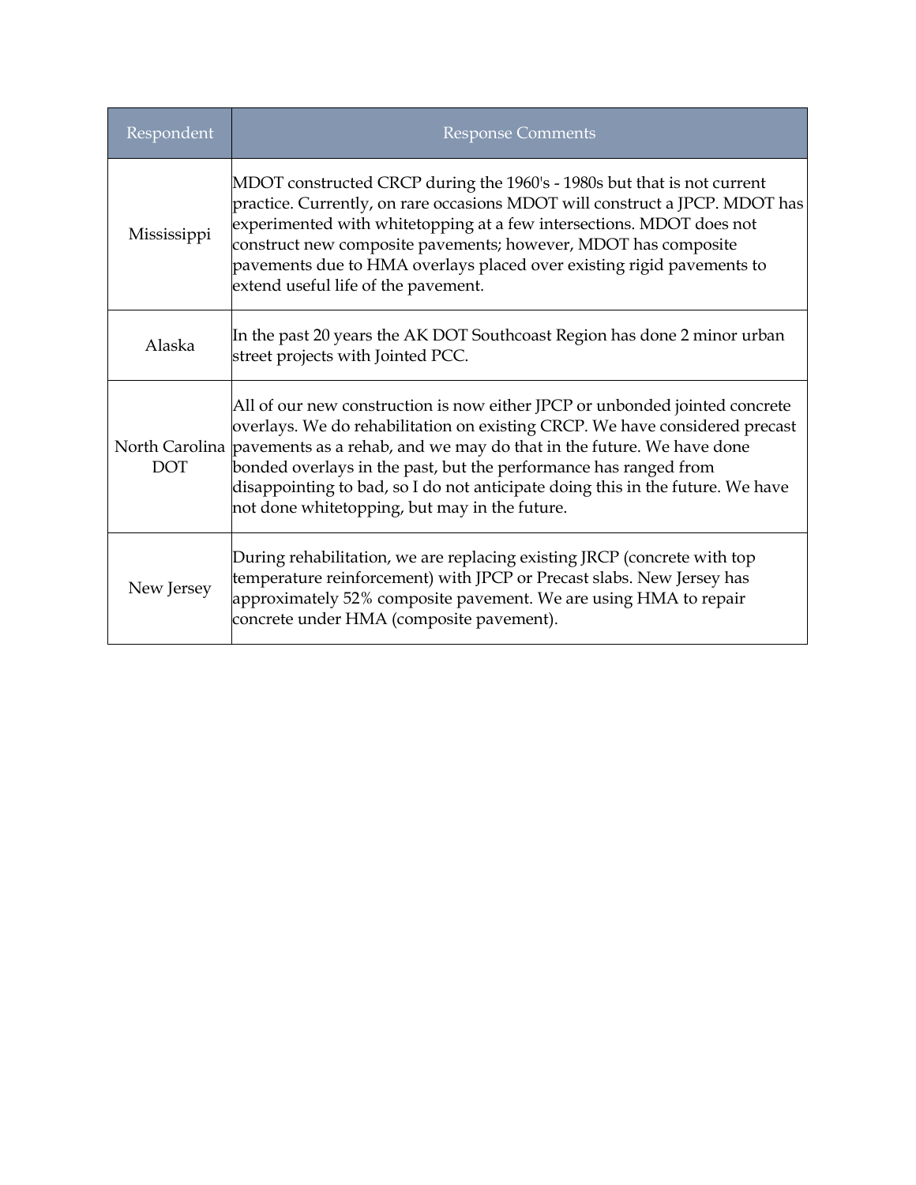| Respondent | Response Comments |
|---|---|
| Mississippi | MDOT constructed CRCP during the 1960's - 1980s but that is not current practice. Currently, on rare occasions MDOT will construct a JPCP. MDOT has experimented with whitetopping at a few intersections. MDOT does not construct new composite pavements; however, MDOT has composite pavements due to HMA overlays placed over existing rigid pavements to extend useful life of the pavement. |
| Alaska | In the past 20 years the AK DOT Southcoast Region has done 2 minor urban street projects with Jointed PCC. |
| North Carolina DOT | All of our new construction is now either JPCP or unbonded jointed concrete overlays. We do rehabilitation on existing CRCP. We have considered precast pavements as a rehab, and we may do that in the future. We have done bonded overlays in the past, but the performance has ranged from disappointing to bad, so I do not anticipate doing this in the future. We have not done whitetopping, but may in the future. |
| New Jersey | During rehabilitation, we are replacing existing JRCP (concrete with top temperature reinforcement) with JPCP or Precast slabs. New Jersey has approximately 52% composite pavement. We are using HMA to repair concrete under HMA (composite pavement). |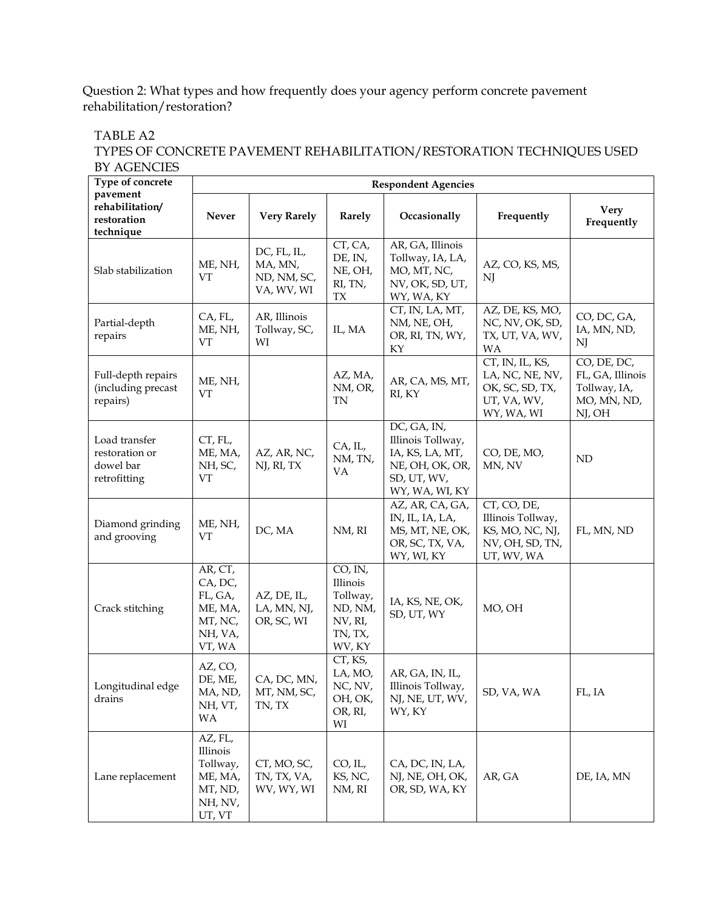Question 2: What types and how frequently does your agency perform concrete pavement rehabilitation/restoration?

TABLE A2
TYPES OF CONCRETE PAVEMENT REHABILITATION/RESTORATION TECHNIQUES USED BY AGENCIES

| Type of concrete pavement rehabilitation/ restoration technique | Respondent Agencies | | | | | |
|---|---|---|---|---|---|---|
| | **Never** | **Very Rarely** | **Rarely** | **Occasionally** | **Frequently** | **Very Frequently** |
| Slab stabilization | ME, NH, VT | DC, FL, IL, MA, MN, ND, NM, SC, VA, WV, WI | CT, CA, DE, IN, NE, OH, RI, TN, TX | AR, GA, Illinois Tollway, IA, LA, MO, MT, NC, NV, OK, SD, UT, WY, WA, KY | AZ, CO, KS, MS, NJ | |
| Partial-depth repairs | CA, FL, ME, NH, VT | AR, Illinois Tollway, SC, WI | IL, MA | CT, IN, LA, MT, NM, NE, OH, OR, RI, TN, WY, KY | AZ, DE, KS, MO, NC, NV, OK, SD, TX, UT, VA, WV, WA | CO, DC, GA, IA, MN, ND, NJ |
| Full-depth repairs (including precast repairs) | ME, NH, VT | | AZ, MA, NM, OR, TN | AR, CA, MS, MT, RI, KY | CT, IN, IL, KS, LA, NC, NE, NV, OK, SC, SD, TX, UT, VA, WV, WY, WA, WI | CO, DE, DC, FL, GA, Illinois Tollway, IA, MO, MN, ND, NJ, OH |
| Load transfer restoration or dowel bar retrofitting | CT, FL, ME, MA, NH, SC, VT | AZ, AR, NC, NJ, RI, TX | CA, IL, NM, TN, VA | DC, GA, IN, Illinois Tollway, IA, KS, LA, MT, NE, OH, OK, OR, SD, UT, WV, WY, WA, WI, KY | CO, DE, MO, MN, NV | ND |
| Diamond grinding and grooving | ME, NH, VT | DC, MA | NM, RI | AZ, AR, CA, GA, IN, IL, IA, LA, MS, MT, NE, OK, OR, SC, TX, VA, WY, WI, KY | CT, CO, DE, Illinois Tollway, KS, MO, NC, NJ, NV, OH, SD, TN, UT, WV, WA | FL, MN, ND |
| Crack stitching | AR, CT, CA, DC, FL, GA, ME, MA, MT, NC, NH, VA, VT, WA | AZ, DE, IL, LA, MN, NJ, OR, SC, WI | CO, IN, Illinois Tollway, ND, NM, NV, RI, TN, TX, WV, KY | IA, KS, NE, OK, SD, UT, WY | MO, OH | |
| Longitudinal edge drains | AZ, CO, DE, ME, MA, ND, NH, VT, WA | CA, DC, MN, MT, NM, SC, TN, TX | CT, KS, LA, MO, NC, NV, OH, OK, OR, RI, WI | AR, GA, IN, IL, Illinois Tollway, NJ, NE, UT, WV, WY, KY | SD, VA, WA | FL, IA |
| Lane replacement | AZ, FL, Illinois Tollway, ME, MA, MT, ND, NH, NV, UT, VT | CT, MO, SC, TN, TX, VA, WV, WY, WI | CO, IL, KS, NC, NM, RI | CA, DC, IN, LA, NJ, NE, OH, OK, OR, SD, WA, KY | AR, GA | DE, IA, MN |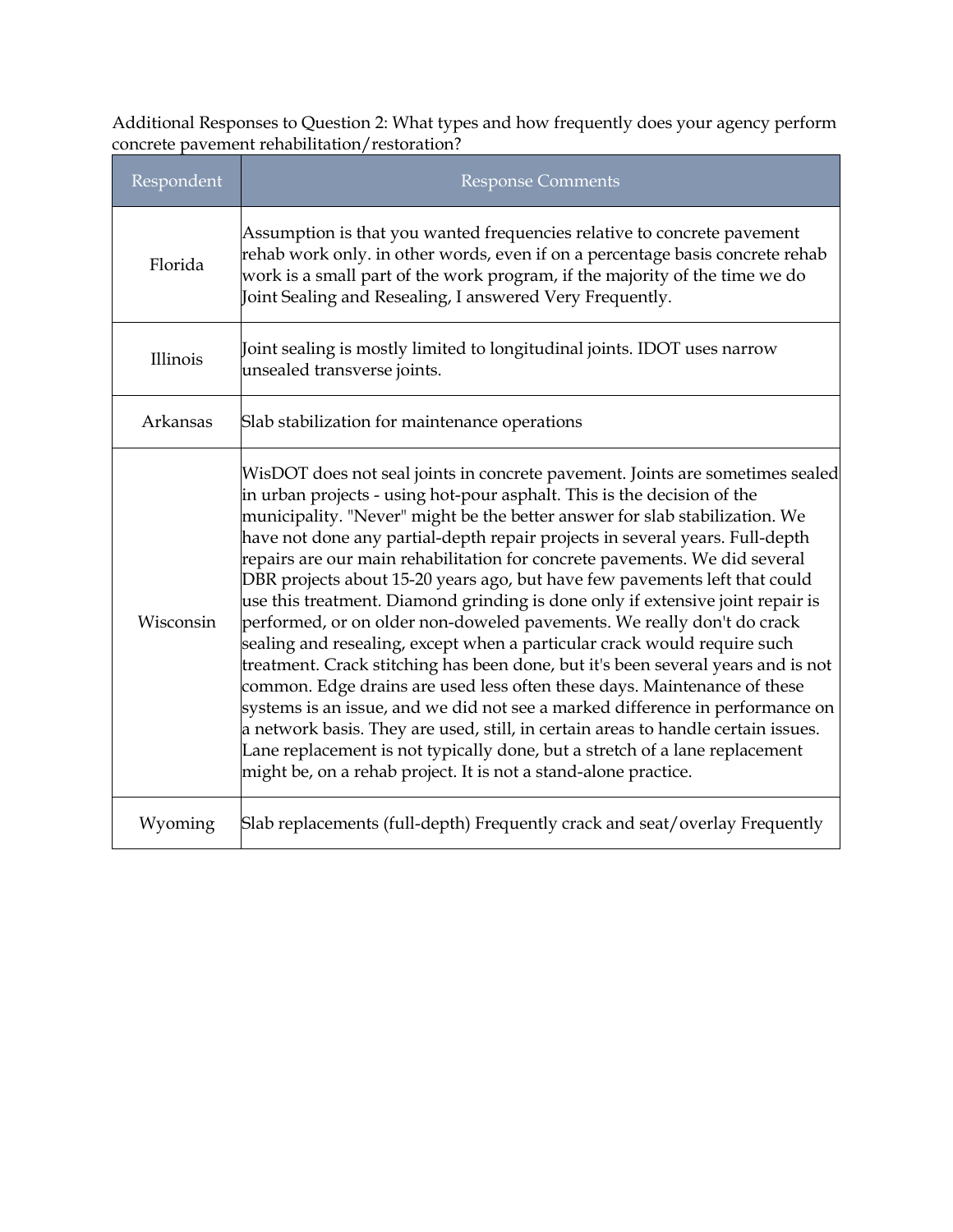Additional Responses to Question 2: What types and how frequently does your agency perform concrete pavement rehabilitation/restoration?

| Respondent | Response Comments |
| --- | --- |
| Florida | Assumption is that you wanted frequencies relative to concrete pavement rehab work only. in other words, even if on a percentage basis concrete rehab work is a small part of the work program, if the majority of the time we do Joint Sealing and Resealing, I answered Very Frequently. |
| Illinois | Joint sealing is mostly limited to longitudinal joints. IDOT uses narrow unsealed transverse joints. |
| Arkansas | Slab stabilization for maintenance operations |
| Wisconsin | WisDOT does not seal joints in concrete pavement. Joints are sometimes sealed in urban projects - using hot-pour asphalt. This is the decision of the municipality. "Never" might be the better answer for slab stabilization. We have not done any partial-depth repair projects in several years. Full-depth repairs are our main rehabilitation for concrete pavements. We did several DBR projects about 15-20 years ago, but have few pavements left that could use this treatment. Diamond grinding is done only if extensive joint repair is performed, or on older non-doweled pavements. We really don't do crack sealing and resealing, except when a particular crack would require such treatment. Crack stitching has been done, but it's been several years and is not common. Edge drains are used less often these days. Maintenance of these systems is an issue, and we did not see a marked difference in performance on a network basis. They are used, still, in certain areas to handle certain issues. Lane replacement is not typically done, but a stretch of a lane replacement might be, on a rehab project. It is not a stand-alone practice. |
| Wyoming | Slab replacements (full-depth) Frequently crack and seat/overlay Frequently |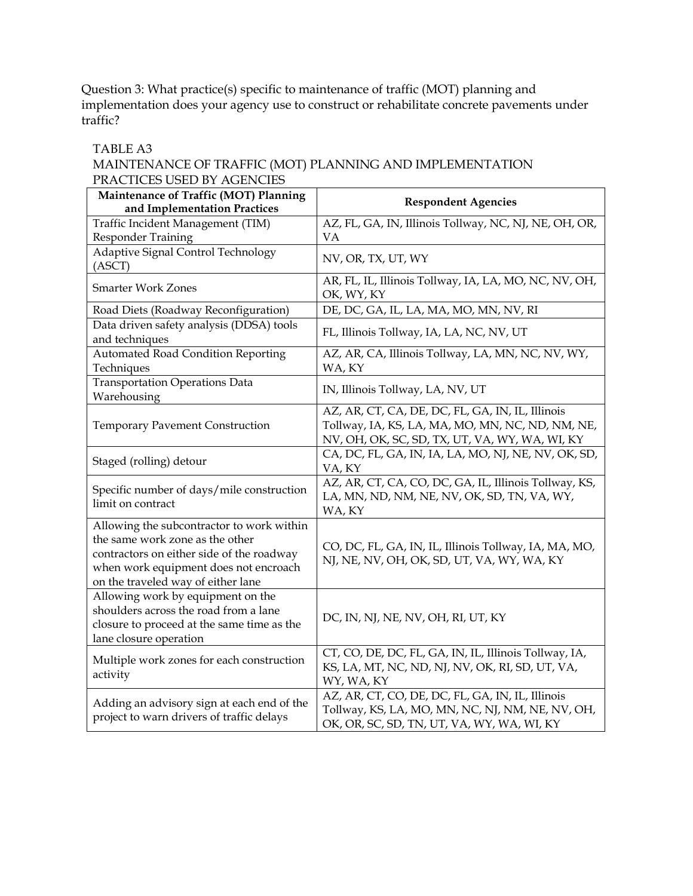Question 3: What practice(s) specific to maintenance of traffic (MOT) planning and implementation does your agency use to construct or rehabilitate concrete pavements under traffic?

TABLE A3
MAINTENANCE OF TRAFFIC (MOT) PLANNING AND IMPLEMENTATION PRACTICES USED BY AGENCIES

| Maintenance of Traffic (MOT) Planning and Implementation Practices | Respondent Agencies |
| --- | --- |
| Traffic Incident Management (TIM) Responder Training | AZ, FL, GA, IN, Illinois Tollway, NC, NJ, NE, OH, OR, VA |
| Adaptive Signal Control Technology (ASCT) | NV, OR, TX, UT, WY |
| Smarter Work Zones | AR, FL, IL, Illinois Tollway, IA, LA, MO, NC, NV, OH, OK, WY, KY |
| Road Diets (Roadway Reconfiguration) | DE, DC, GA, IL, LA, MA, MO, MN, NV, RI |
| Data driven safety analysis (DDSA) tools and techniques | FL, Illinois Tollway, IA, LA, NC, NV, UT |
| Automated Road Condition Reporting Techniques | AZ, AR, CA, Illinois Tollway, LA, MN, NC, NV, WY, WA, KY |
| Transportation Operations Data Warehousing | IN, Illinois Tollway, LA, NV, UT |
| Temporary Pavement Construction | AZ, AR, CT, CA, DE, DC, FL, GA, IN, IL, Illinois Tollway, IA, KS, LA, MA, MO, MN, NC, ND, NM, NE, NV, OH, OK, SC, SD, TX, UT, VA, WY, WA, WI, KY |
| Staged (rolling) detour | CA, DC, FL, GA, IN, IA, LA, MO, NJ, NE, NV, OK, SD, VA, KY |
| Specific number of days/mile construction limit on contract | AZ, AR, CT, CA, CO, DC, GA, IL, Illinois Tollway, KS, LA, MN, ND, NM, NE, NV, OK, SD, TN, VA, WY, WA, KY |
| Allowing the subcontractor to work within the same work zone as the other contractors on either side of the roadway when work equipment does not encroach on the traveled way of either lane | CO, DC, FL, GA, IN, IL, Illinois Tollway, IA, MA, MO, NJ, NE, NV, OH, OK, SD, UT, VA, WY, WA, KY |
| Allowing work by equipment on the shoulders across the road from a lane closure to proceed at the same time as the lane closure operation | DC, IN, NJ, NE, NV, OH, RI, UT, KY |
| Multiple work zones for each construction activity | CT, CO, DE, DC, FL, GA, IN, IL, Illinois Tollway, IA, KS, LA, MT, NC, ND, NJ, NV, OK, RI, SD, UT, VA, WY, WA, KY |
| Adding an advisory sign at each end of the project to warn drivers of traffic delays | AZ, AR, CT, CO, DE, DC, FL, GA, IN, IL, Illinois Tollway, KS, LA, MO, MN, NC, NJ, NM, NE, NV, OH, OK, OR, SC, SD, TN, UT, VA, WY, WA, WI, KY |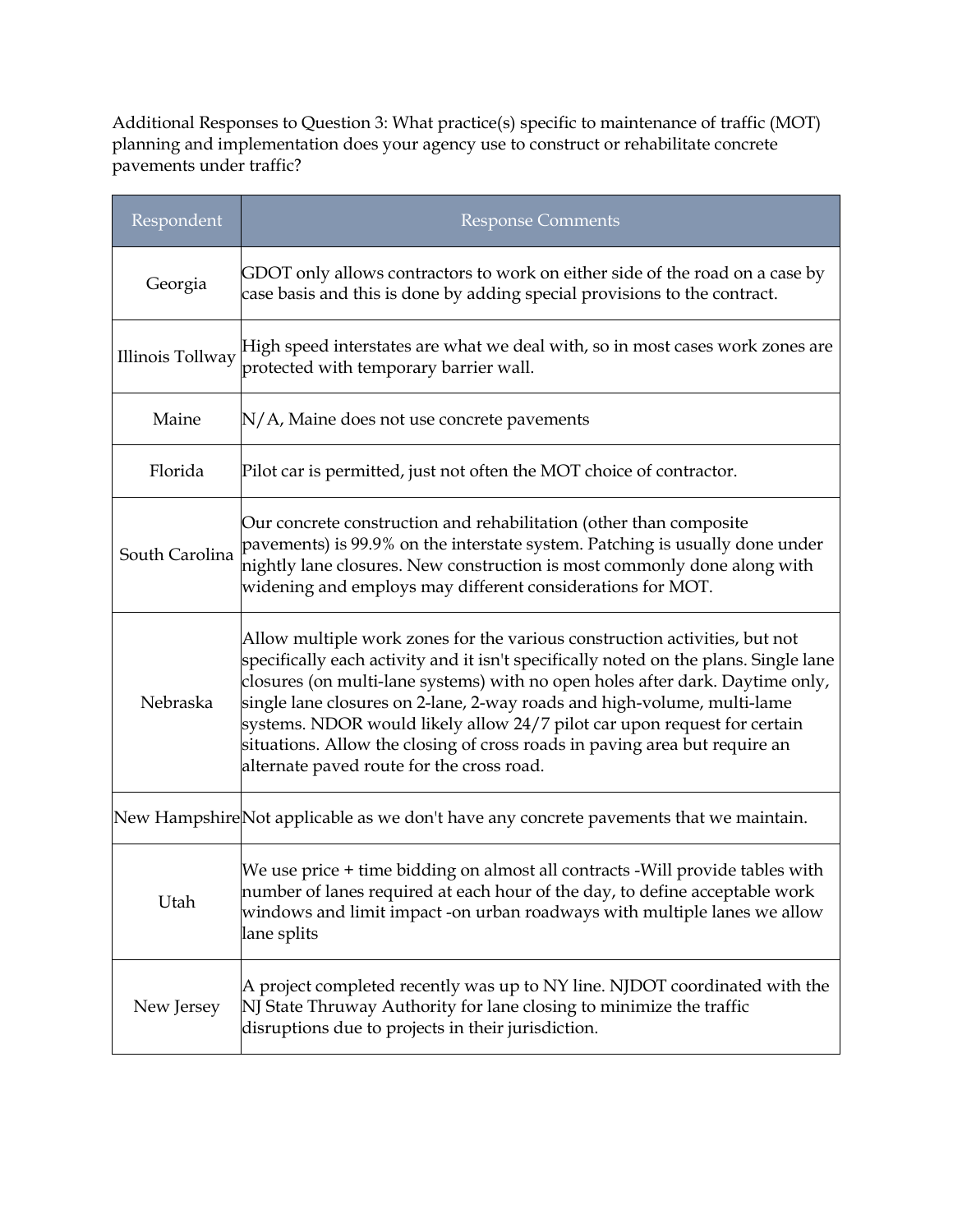Additional Responses to Question 3: What practice(s) specific to maintenance of traffic (MOT) planning and implementation does your agency use to construct or rehabilitate concrete pavements under traffic?

| Respondent | Response Comments |
| --- | --- |
| Georgia | GDOT only allows contractors to work on either side of the road on a case by case basis and this is done by adding special provisions to the contract. |
| Illinois Tollway | High speed interstates are what we deal with, so in most cases work zones are protected with temporary barrier wall. |
| Maine | N/A, Maine does not use concrete pavements |
| Florida | Pilot car is permitted, just not often the MOT choice of contractor. |
| South Carolina | Our concrete construction and rehabilitation (other than composite pavements) is 99.9% on the interstate system. Patching is usually done under nightly lane closures. New construction is most commonly done along with widening and employs may different considerations for MOT. |
| Nebraska | Allow multiple work zones for the various construction activities, but not specifically each activity and it isn't specifically noted on the plans. Single lane closures (on multi-lane systems) with no open holes after dark. Daytime only, single lane closures on 2-lane, 2-way roads and high-volume, multi-lame systems. NDOR would likely allow 24/7 pilot car upon request for certain situations. Allow the closing of cross roads in paving area but require an alternate paved route for the cross road. |
| New Hampshire | Not applicable as we don't have any concrete pavements that we maintain. |
| Utah | We use price + time bidding on almost all contracts -Will provide tables with number of lanes required at each hour of the day, to define acceptable work windows and limit impact -on urban roadways with multiple lanes we allow lane splits |
| New Jersey | A project completed recently was up to NY line. NJDOT coordinated with the NJ State Thruway Authority for lane closing to minimize the traffic disruptions due to projects in their jurisdiction. |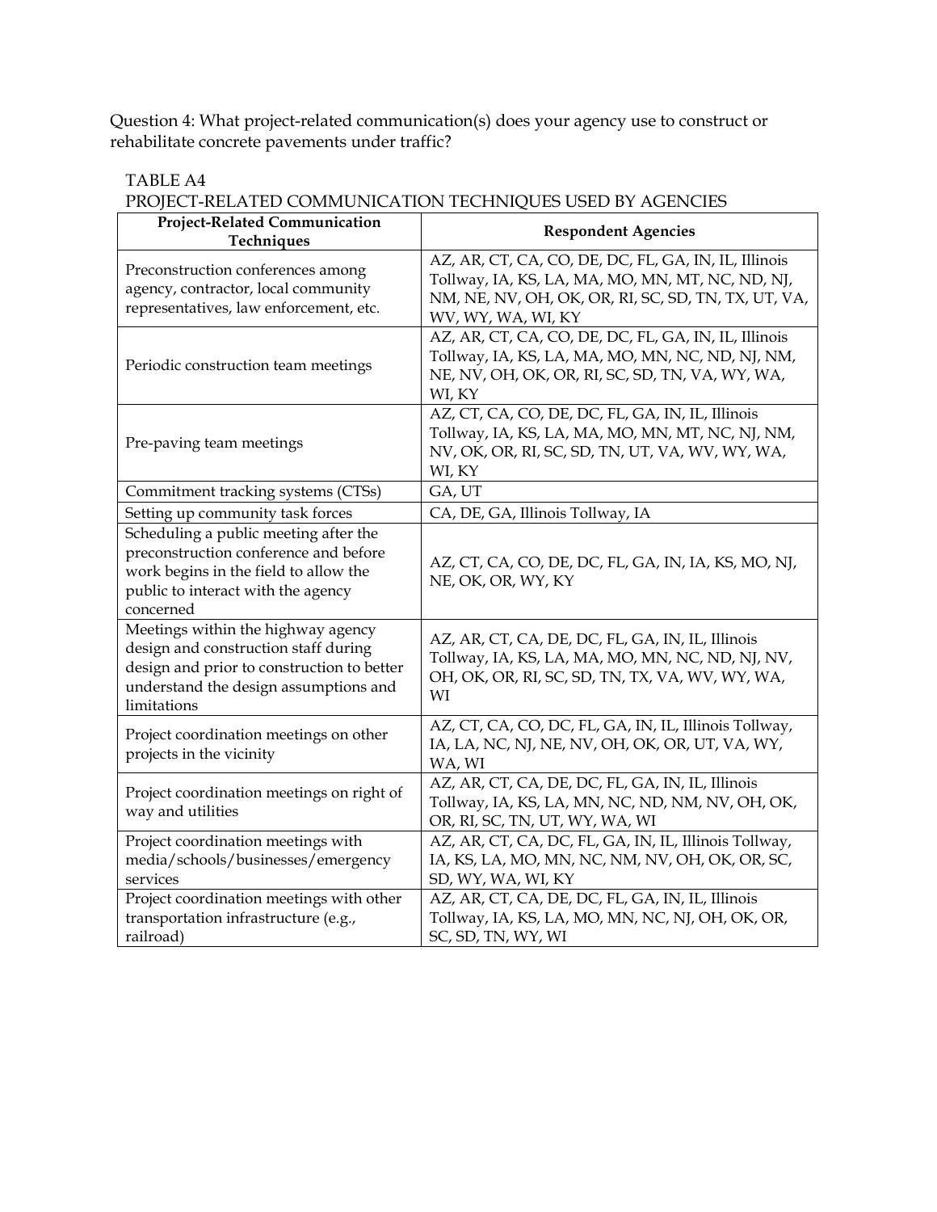Question 4: What project-related communication(s) does your agency use to construct or rehabilitate concrete pavements under traffic?

TABLE A4
PROJECT-RELATED COMMUNICATION TECHNIQUES USED BY AGENCIES

| Project-Related Communication Techniques | Respondent Agencies |
|---|---|
| Preconstruction conferences among agency, contractor, local community representatives, law enforcement, etc. | AZ, AR, CT, CA, CO, DE, DC, FL, GA, IN, IL, Illinois Tollway, IA, KS, LA, MA, MO, MN, MT, NC, ND, NJ, NM, NE, NV, OH, OK, OR, RI, SC, SD, TN, TX, UT, VA, WV, WY, WA, WI, KY |
| Periodic construction team meetings | AZ, AR, CT, CA, CO, DE, DC, FL, GA, IN, IL, Illinois Tollway, IA, KS, LA, MA, MO, MN, NC, ND, NJ, NM, NE, NV, OH, OK, OR, RI, SC, SD, TN, VA, WY, WA, WI, KY |
| Pre-paving team meetings | AZ, CT, CA, CO, DE, DC, FL, GA, IN, IL, Illinois Tollway, IA, KS, LA, MA, MO, MN, MT, NC, NJ, NM, NV, OK, OR, RI, SC, SD, TN, UT, VA, WV, WY, WA, WI, KY |
| Commitment tracking systems (CTSs) | GA, UT |
| Setting up community task forces | CA, DE, GA, Illinois Tollway, IA |
| Scheduling a public meeting after the preconstruction conference and before work begins in the field to allow the public to interact with the agency concerned | AZ, CT, CA, CO, DE, DC, FL, GA, IN, IA, KS, MO, NJ, NE, OK, OR, WY, KY |
| Meetings within the highway agency design and construction staff during design and prior to construction to better understand the design assumptions and limitations | AZ, AR, CT, CA, DE, DC, FL, GA, IN, IL, Illinois Tollway, IA, KS, LA, MA, MO, MN, NC, ND, NJ, NV, OH, OK, OR, RI, SC, SD, TN, TX, VA, WV, WY, WA, WI |
| Project coordination meetings on other projects in the vicinity | AZ, CT, CA, CO, DC, FL, GA, IN, IL, Illinois Tollway, IA, LA, NC, NJ, NE, NV, OH, OK, OR, UT, VA, WY, WA, WI |
| Project coordination meetings on right of way and utilities | AZ, AR, CT, CA, DE, DC, FL, GA, IN, IL, Illinois Tollway, IA, KS, LA, MN, NC, ND, NM, NV, OH, OK, OR, RI, SC, TN, UT, WY, WA, WI |
| Project coordination meetings with media/schools/businesses/emergency services | AZ, AR, CT, CA, DC, FL, GA, IN, IL, Illinois Tollway, IA, KS, LA, MO, MN, NC, NM, NV, OH, OK, OR, SC, SD, WY, WA, WI, KY |
| Project coordination meetings with other transportation infrastructure (e.g., railroad) | AZ, AR, CT, CA, DE, DC, FL, GA, IN, IL, Illinois Tollway, IA, KS, LA, MO, MN, NC, NJ, OH, OK, OR, SC, SD, TN, WY, WI |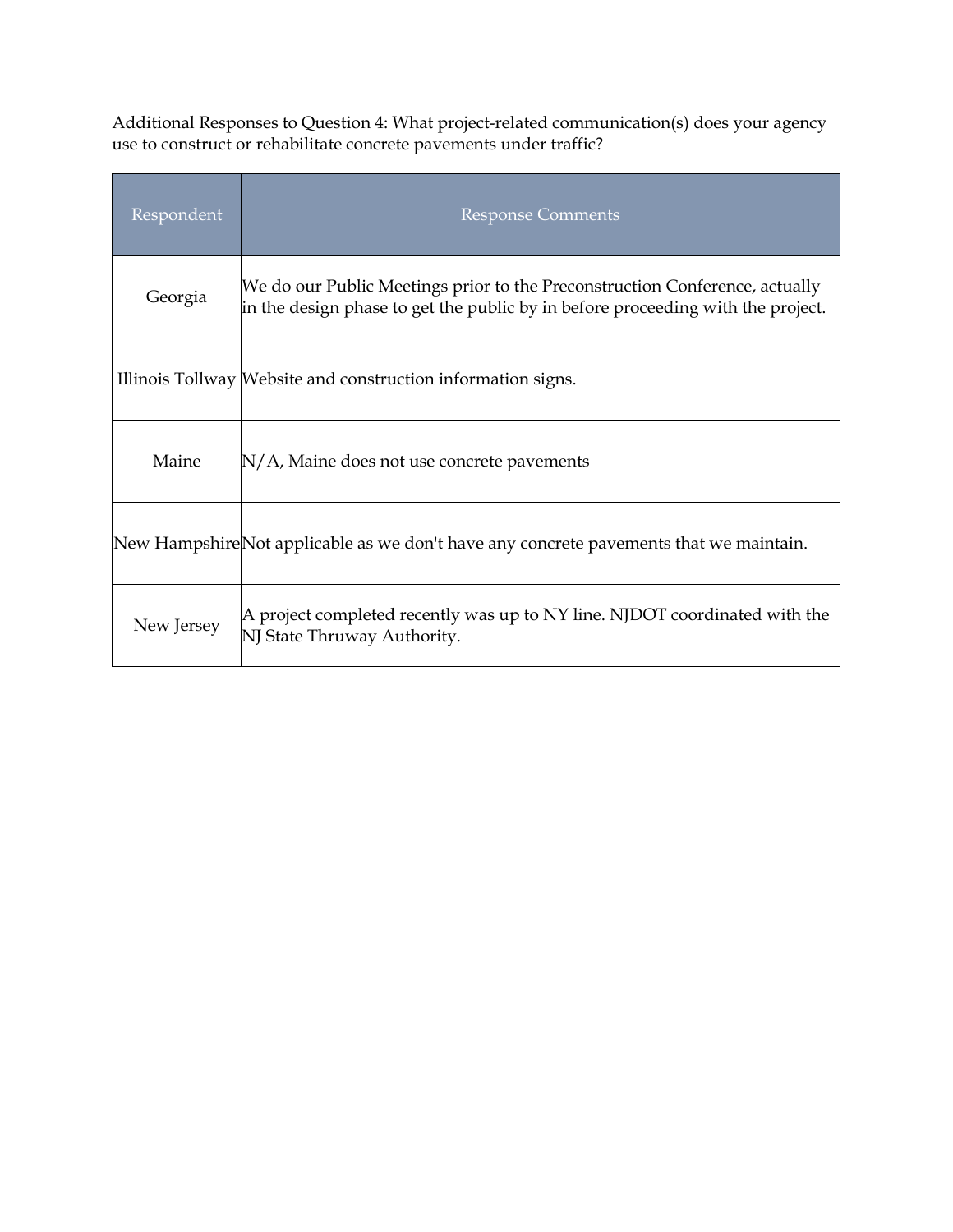Additional Responses to Question 4: What project-related communication(s) does your agency use to construct or rehabilitate concrete pavements under traffic?

| Respondent | Response Comments |
| --- | --- |
| Georgia | We do our Public Meetings prior to the Preconstruction Conference, actually in the design phase to get the public by in before proceeding with the project. |
| Illinois Tollway | Website and construction information signs. |
| Maine | N/A, Maine does not use concrete pavements |
| New Hampshire | Not applicable as we don't have any concrete pavements that we maintain. |
| New Jersey | A project completed recently was up to NY line. NJDOT coordinated with the NJ State Thruway Authority. |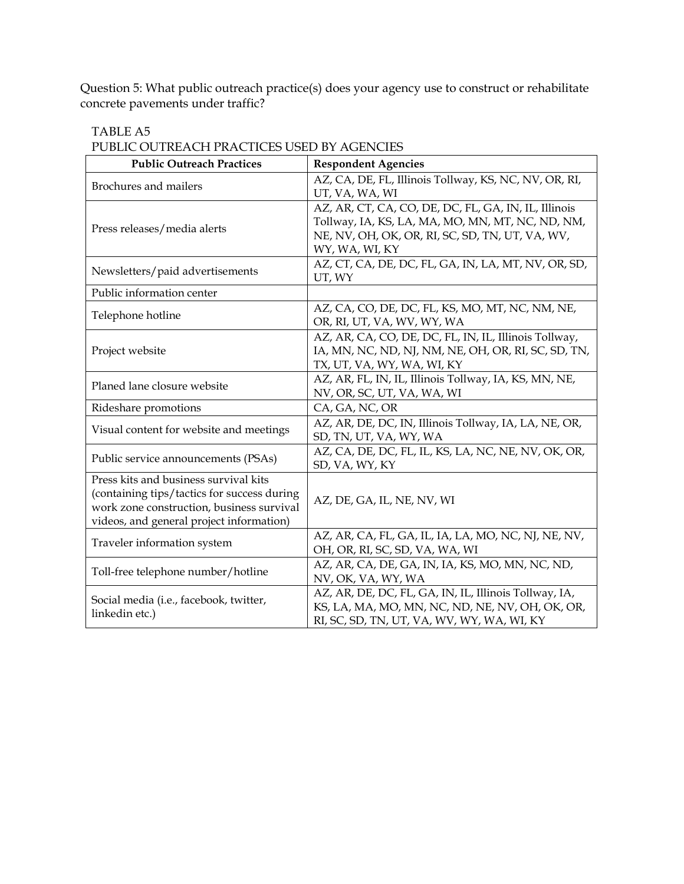Question 5: What public outreach practice(s) does your agency use to construct or rehabilitate concrete pavements under traffic?

TABLE A5

PUBLIC OUTREACH PRACTICES USED BY AGENCIES

| Public Outreach Practices | Respondent Agencies |
|---|---|
| Brochures and mailers | AZ, CA, DE, FL, Illinois Tollway, KS, NC, NV, OR, RI, UT, VA, WA, WI |
| Press releases/media alerts | AZ, AR, CT, CA, CO, DE, DC, FL, GA, IN, IL, Illinois Tollway, IA, KS, LA, MA, MO, MN, MT, NC, ND, NM, NE, NV, OH, OK, OR, RI, SC, SD, TN, UT, VA, WV, WY, WA, WI, KY |
| Newsletters/paid advertisements | AZ, CT, CA, DE, DC, FL, GA, IN, LA, MT, NV, OR, SD, UT, WY |
| Public information center | |
| Telephone hotline | AZ, CA, CO, DE, DC, FL, KS, MO, MT, NC, NM, NE, OR, RI, UT, VA, WV, WY, WA |
| Project website | AZ, AR, CA, CO, DE, DC, FL, IN, IL, Illinois Tollway, IA, MN, NC, ND, NJ, NM, NE, OH, OR, RI, SC, SD, TN, TX, UT, VA, WY, WA, WI, KY |
| Planed lane closure website | AZ, AR, FL, IN, IL, Illinois Tollway, IA, KS, MN, NE, NV, OR, SC, UT, VA, WA, WI |
| Rideshare promotions | CA, GA, NC, OR |
| Visual content for website and meetings | AZ, AR, DE, DC, IN, Illinois Tollway, IA, LA, NE, OR, SD, TN, UT, VA, WY, WA |
| Public service announcements (PSAs) | AZ, CA, DE, DC, FL, IL, KS, LA, NC, NE, NV, OK, OR, SD, VA, WY, KY |
| Press kits and business survival kits (containing tips/tactics for success during work zone construction, business survival videos, and general project information) | AZ, DE, GA, IL, NE, NV, WI |
| Traveler information system | AZ, AR, CA, FL, GA, IL, IA, LA, MO, NC, NJ, NE, NV, OH, OR, RI, SC, SD, VA, WA, WI |
| Toll-free telephone number/hotline | AZ, AR, CA, DE, GA, IN, IA, KS, MO, MN, NC, ND, NV, OK, VA, WY, WA |
| Social media (i.e., facebook, twitter, linkedin etc.) | AZ, AR, DE, DC, FL, GA, IN, IL, Illinois Tollway, IA, KS, LA, MA, MO, MN, NC, ND, NE, NV, OH, OK, OR, RI, SC, SD, TN, UT, VA, WV, WY, WA, WI, KY |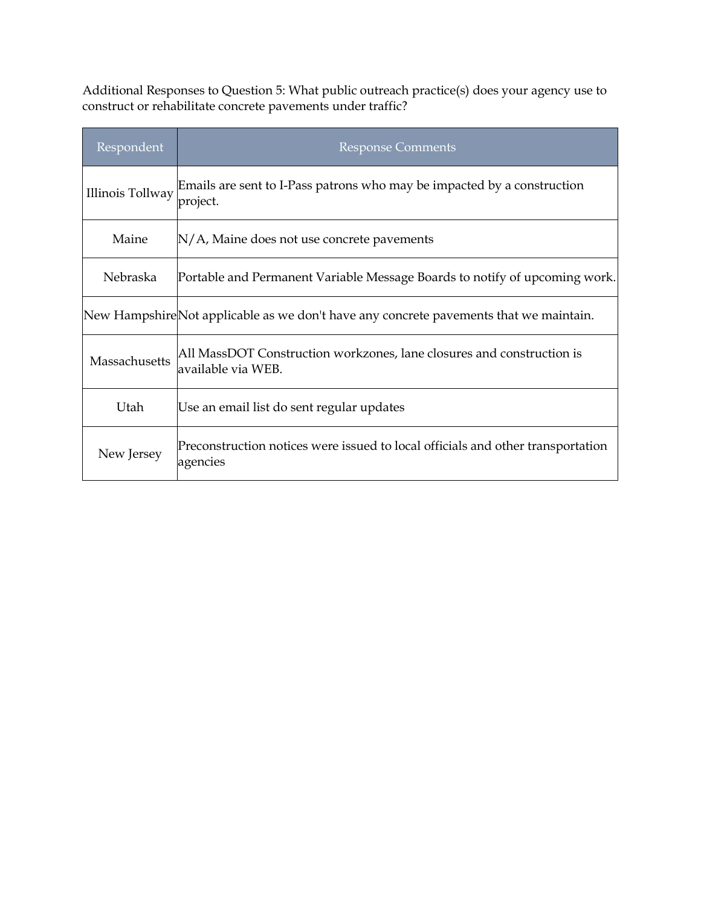Additional Responses to Question 5: What public outreach practice(s) does your agency use to construct or rehabilitate concrete pavements under traffic?

| Respondent | Response Comments |
| --- | --- |
| Illinois Tollway | Emails are sent to I-Pass patrons who may be impacted by a construction project. |
| Maine | N/A, Maine does not use concrete pavements |
| Nebraska | Portable and Permanent Variable Message Boards to notify of upcoming work. |
| New Hampshire | Not applicable as we don't have any concrete pavements that we maintain. |
| Massachusetts | All MassDOT Construction workzones, lane closures and construction is available via WEB. |
| Utah | Use an email list do sent regular updates |
| New Jersey | Preconstruction notices were issued to local officials and other transportation agencies |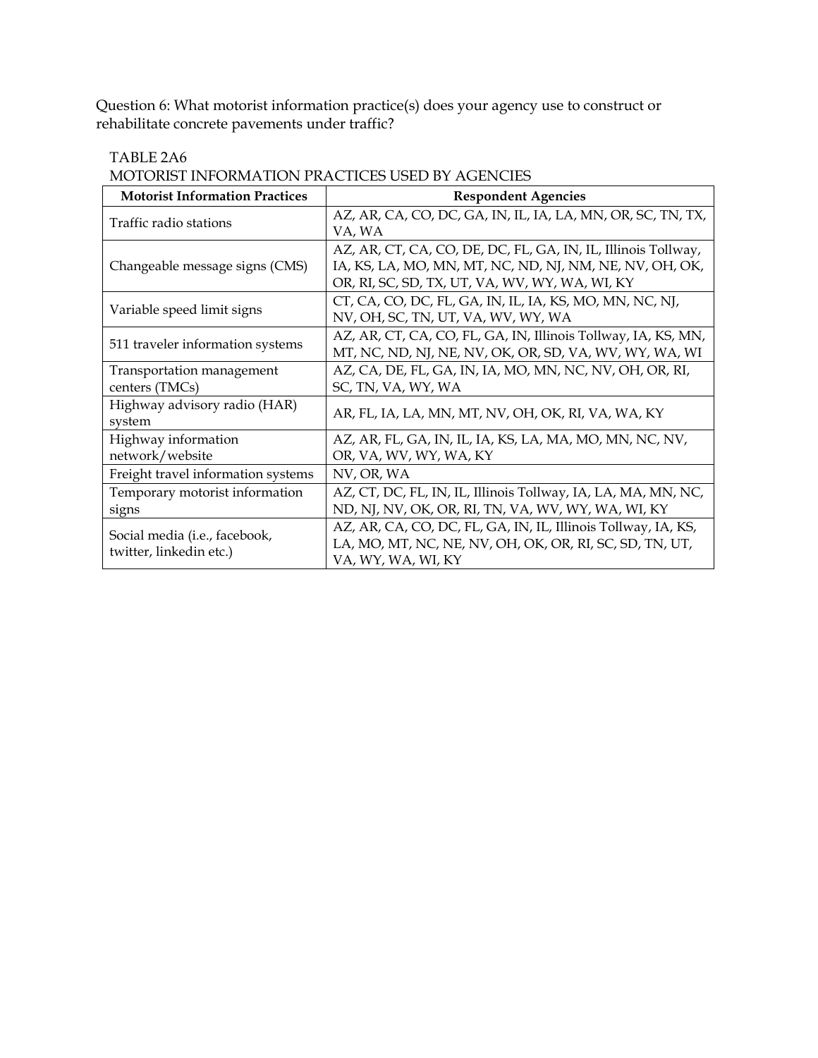Question 6: What motorist information practice(s) does your agency use to construct or rehabilitate concrete pavements under traffic?

TABLE 2A6
MOTORIST INFORMATION PRACTICES USED BY AGENCIES

| Motorist Information Practices | Respondent Agencies |
|---|---|
| Traffic radio stations | AZ, AR, CA, CO, DC, GA, IN, IL, IA, LA, MN, OR, SC, TN, TX, VA, WA |
| Changeable message signs (CMS) | AZ, AR, CT, CA, CO, DE, DC, FL, GA, IN, IL, Illinois Tollway, IA, KS, LA, MO, MN, MT, NC, ND, NJ, NM, NE, NV, OH, OK, OR, RI, SC, SD, TX, UT, VA, WV, WY, WA, WI, KY |
| Variable speed limit signs | CT, CA, CO, DC, FL, GA, IN, IL, IA, KS, MO, MN, NC, NJ, NV, OH, SC, TN, UT, VA, WV, WY, WA |
| 511 traveler information systems | AZ, AR, CT, CA, CO, FL, GA, IN, Illinois Tollway, IA, KS, MN, MT, NC, ND, NJ, NE, NV, OK, OR, SD, VA, WV, WY, WA, WI |
| Transportation management centers (TMCs) | AZ, CA, DE, FL, GA, IN, IA, MO, MN, NC, NV, OH, OR, RI, SC, TN, VA, WY, WA |
| Highway advisory radio (HAR) system | AR, FL, IA, LA, MN, MT, NV, OH, OK, RI, VA, WA, KY |
| Highway information network/website | AZ, AR, FL, GA, IN, IL, IA, KS, LA, MA, MO, MN, NC, NV, OR, VA, WV, WY, WA, KY |
| Freight travel information systems | NV, OR, WA |
| Temporary motorist information signs | AZ, CT, DC, FL, IN, IL, Illinois Tollway, IA, LA, MA, MN, NC, ND, NJ, NV, OK, OR, RI, TN, VA, WV, WY, WA, WI, KY |
| Social media (i.e., facebook, twitter, linkedin etc.) | AZ, AR, CA, CO, DC, FL, GA, IN, IL, Illinois Tollway, IA, KS, LA, MO, MT, NC, NE, NV, OH, OK, OR, RI, SC, SD, TN, UT, VA, WY, WA, WI, KY |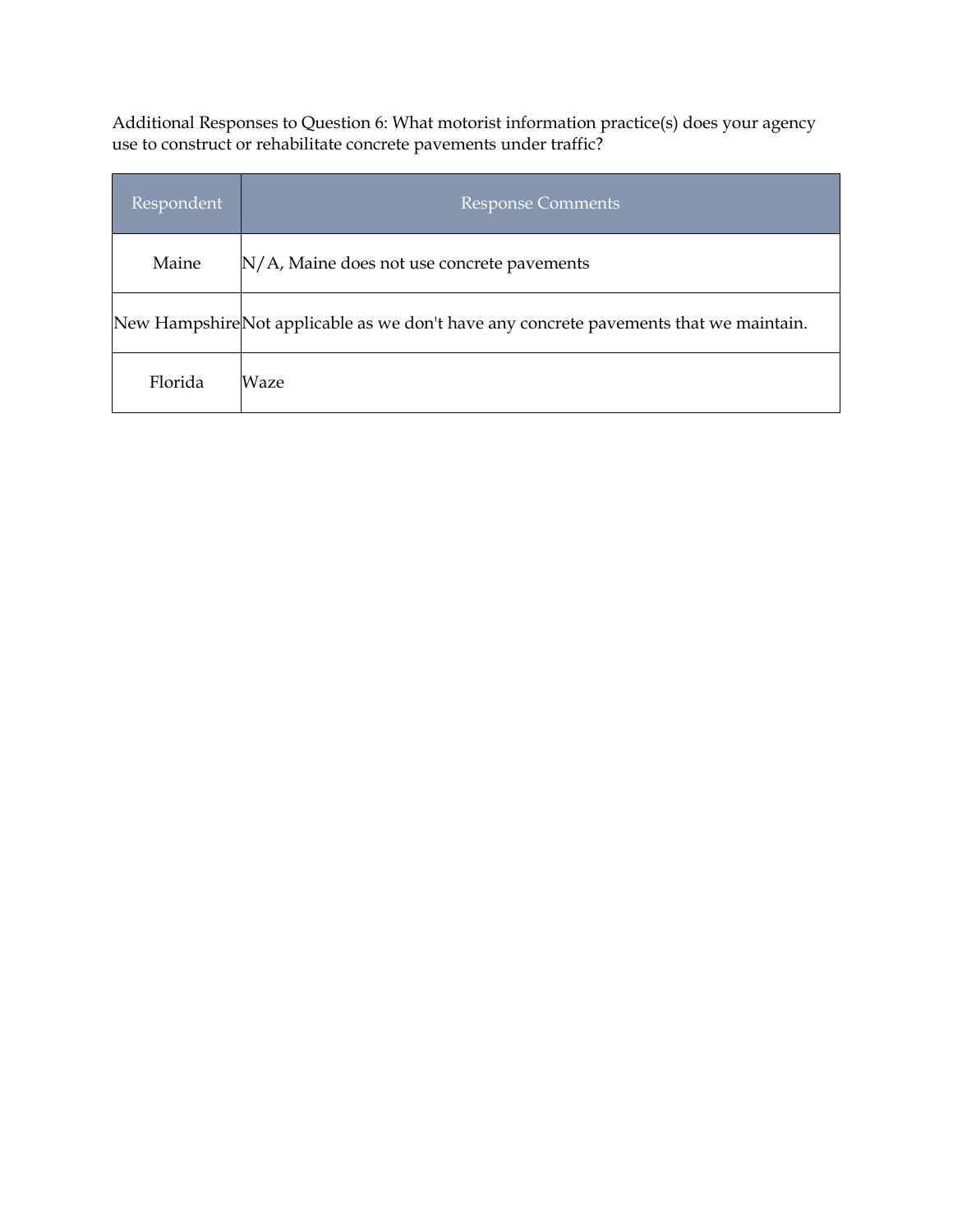Additional Responses to Question 6: What motorist information practice(s) does your agency use to construct or rehabilitate concrete pavements under traffic?

| Respondent | Response Comments |
| --- | --- |
| Maine | N/A, Maine does not use concrete pavements |
| New Hampshire | Not applicable as we don't have any concrete pavements that we maintain. |
| Florida | Waze |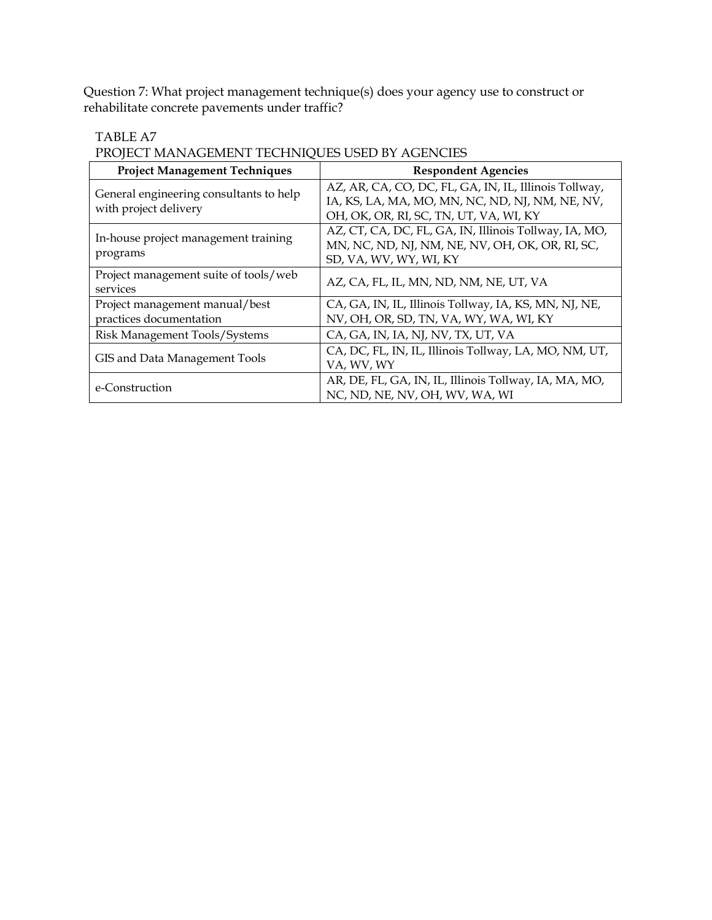Question 7: What project management technique(s) does your agency use to construct or rehabilitate concrete pavements under traffic?

TABLE A7
PROJECT MANAGEMENT TECHNIQUES USED BY AGENCIES

| Project Management Techniques | Respondent Agencies |
| --- | --- |
| General engineering consultants to help with project delivery | AZ, AR, CA, CO, DC, FL, GA, IN, IL, Illinois Tollway, IA, KS, LA, MA, MO, MN, NC, ND, NJ, NM, NE, NV, OH, OK, OR, RI, SC, TN, UT, VA, WI, KY |
| In-house project management training programs | AZ, CT, CA, DC, FL, GA, IN, Illinois Tollway, IA, MO, MN, NC, ND, NJ, NM, NE, NV, OH, OK, OR, RI, SC, SD, VA, WV, WY, WI, KY |
| Project management suite of tools/web services | AZ, CA, FL, IL, MN, ND, NM, NE, UT, VA |
| Project management manual/best practices documentation | CA, GA, IN, IL, Illinois Tollway, IA, KS, MN, NJ, NE, NV, OH, OR, SD, TN, VA, WY, WA, WI, KY |
| Risk Management Tools/Systems | CA, GA, IN, IA, NJ, NV, TX, UT, VA |
| GIS and Data Management Tools | CA, DC, FL, IN, IL, Illinois Tollway, LA, MO, NM, UT, VA, WV, WY |
| e-Construction | AR, DE, FL, GA, IN, IL, Illinois Tollway, IA, MA, MO, NC, ND, NE, NV, OH, WV, WA, WI |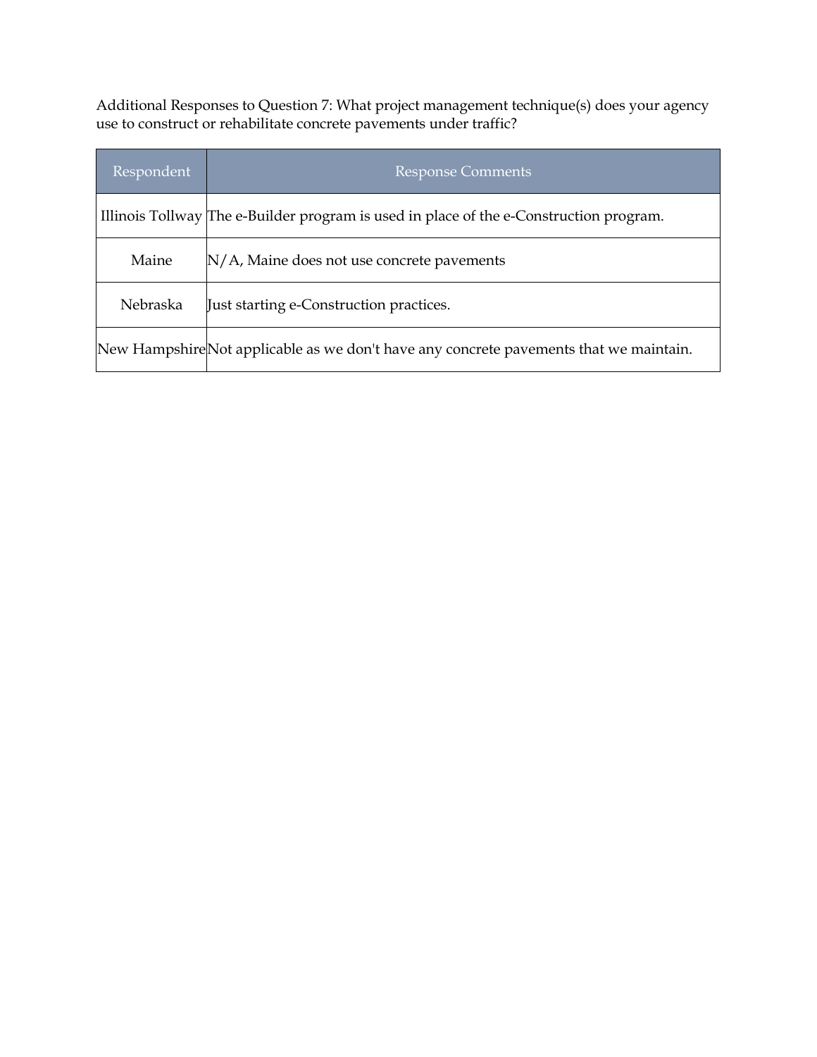Additional Responses to Question 7: What project management technique(s) does your agency use to construct or rehabilitate concrete pavements under traffic?

| Respondent | Response Comments |
| --- | --- |
| Illinois Tollway | The e-Builder program is used in place of the e-Construction program. |
| Maine | N/A, Maine does not use concrete pavements |
| Nebraska | Just starting e-Construction practices. |
| New Hampshire | Not applicable as we don't have any concrete pavements that we maintain. |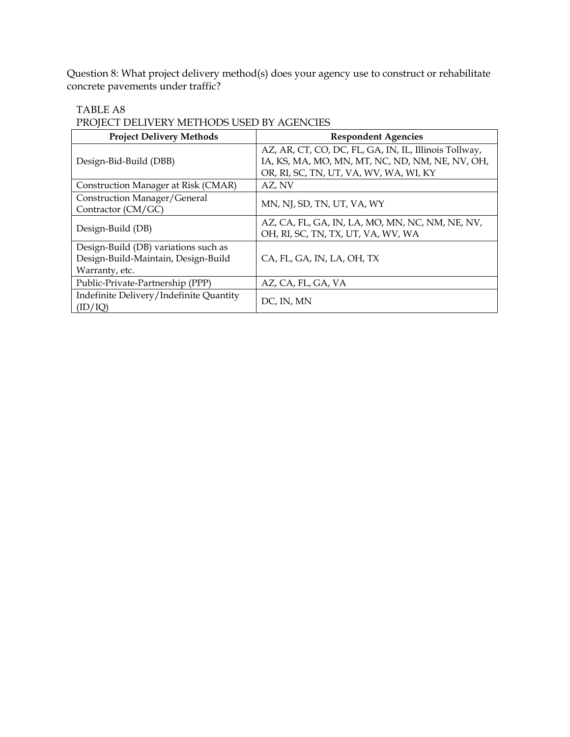Question 8: What project delivery method(s) does your agency use to construct or rehabilitate concrete pavements under traffic?

TABLE A8
PROJECT DELIVERY METHODS USED BY AGENCIES

| Project Delivery Methods | Respondent Agencies |
| --- | --- |
| Design-Bid-Build (DBB) | AZ, AR, CT, CO, DC, FL, GA, IN, IL, Illinois Tollway, IA, KS, MA, MO, MN, MT, NC, ND, NM, NE, NV, OH, OR, RI, SC, TN, UT, VA, WV, WA, WI, KY |
| Construction Manager at Risk (CMAR) | AZ, NV |
| Construction Manager/General Contractor (CM/GC) | MN, NJ, SD, TN, UT, VA, WY |
| Design-Build (DB) | AZ, CA, FL, GA, IN, LA, MO, MN, NC, NM, NE, NV, OH, RI, SC, TN, TX, UT, VA, WV, WA |
| Design-Build (DB) variations such as Design-Build-Maintain, Design-Build Warranty, etc. | CA, FL, GA, IN, LA, OH, TX |
| Public-Private-Partnership (PPP) | AZ, CA, FL, GA, VA |
| Indefinite Delivery/Indefinite Quantity (ID/IQ) | DC, IN, MN |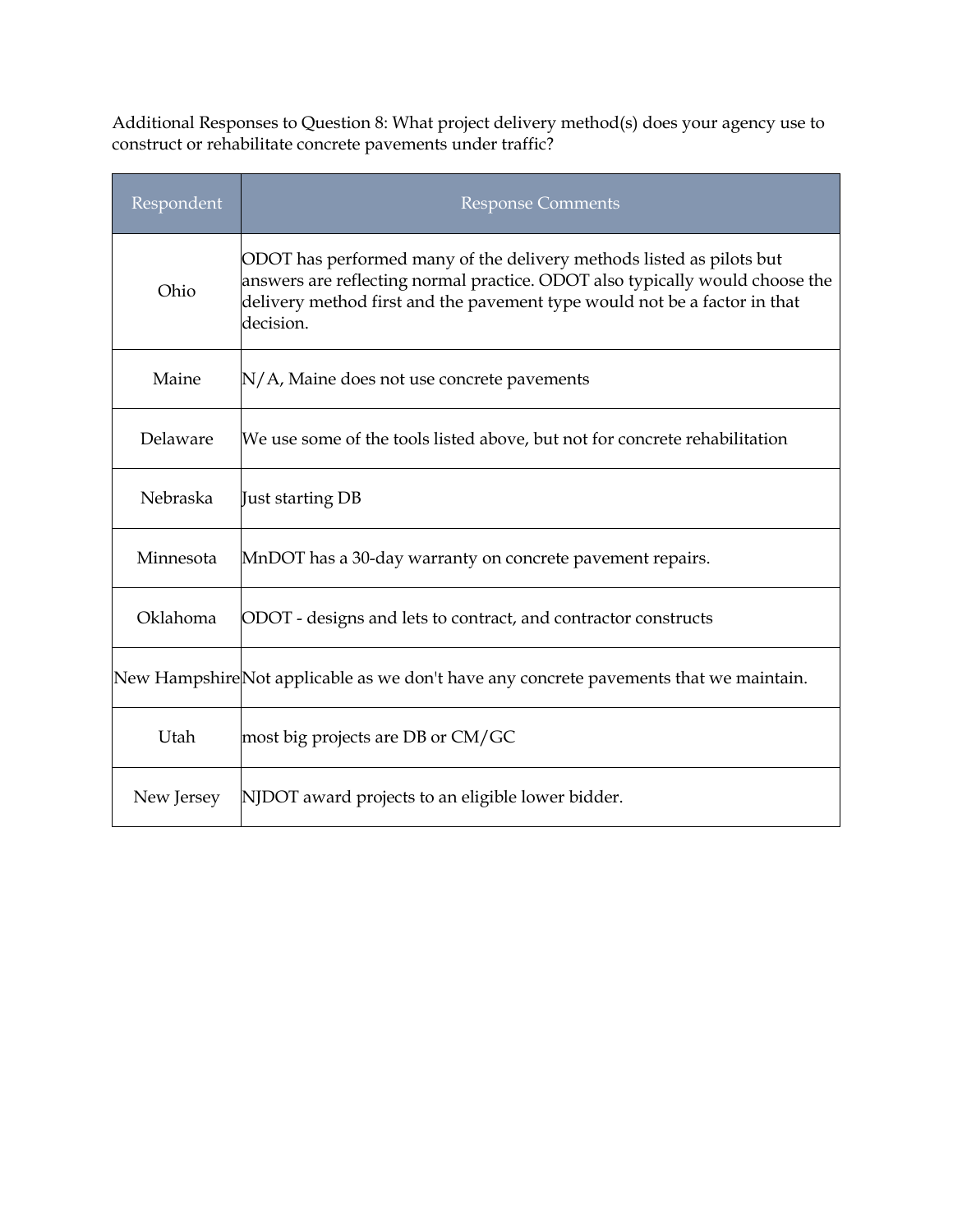Additional Responses to Question 8: What project delivery method(s) does your agency use to construct or rehabilitate concrete pavements under traffic?

| Respondent | Response Comments |
|---|---|
| Ohio | ODOT has performed many of the delivery methods listed as pilots but answers are reflecting normal practice. ODOT also typically would choose the delivery method first and the pavement type would not be a factor in that decision. |
| Maine | N/A, Maine does not use concrete pavements |
| Delaware | We use some of the tools listed above, but not for concrete rehabilitation |
| Nebraska | Just starting DB |
| Minnesota | MnDOT has a 30-day warranty on concrete pavement repairs. |
| Oklahoma | ODOT - designs and lets to contract, and contractor constructs |
| New Hampshire | Not applicable as we don't have any concrete pavements that we maintain. |
| Utah | most big projects are DB or CM/GC |
| New Jersey | NJDOT award projects to an eligible lower bidder. |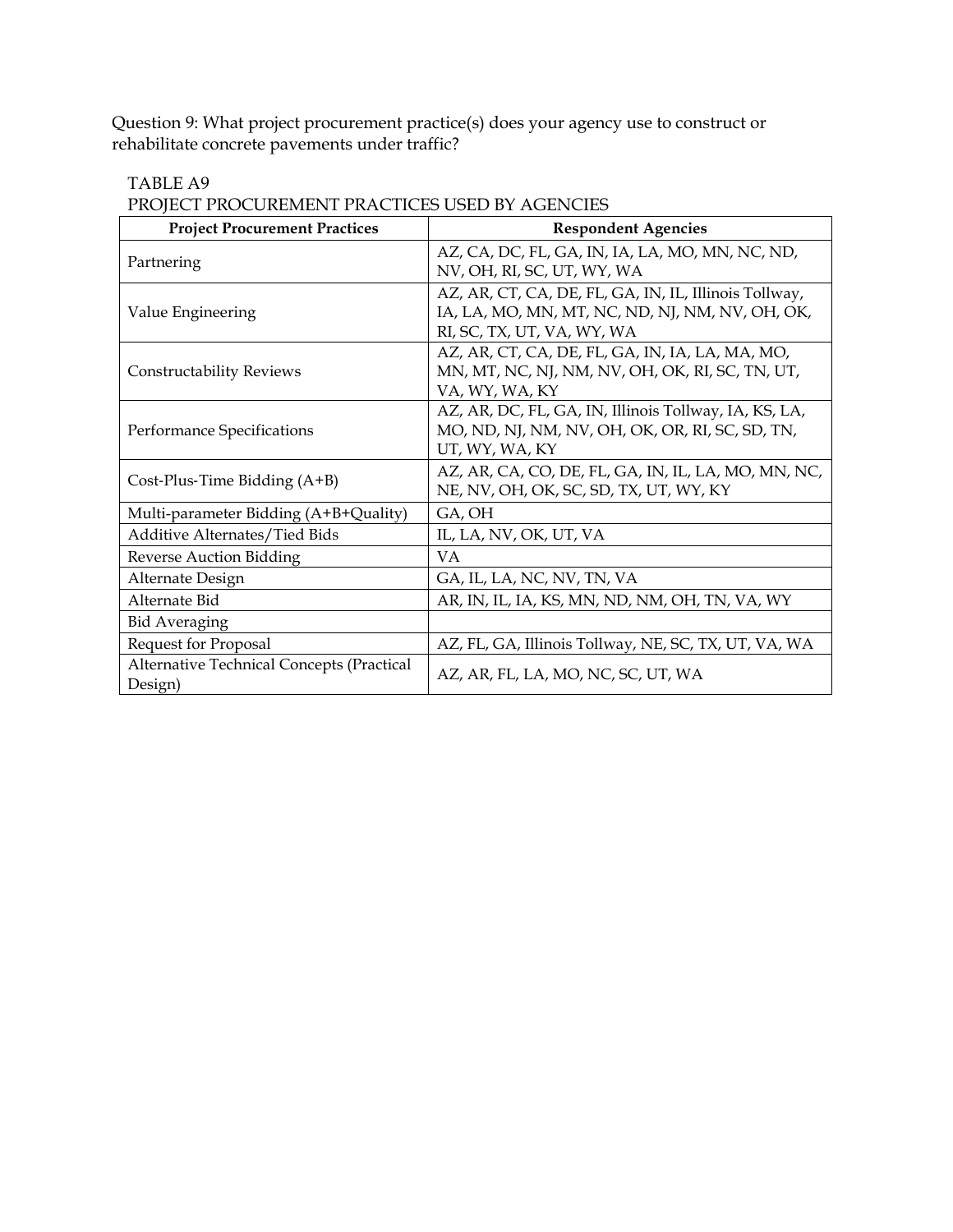Question 9: What project procurement practice(s) does your agency use to construct or rehabilitate concrete pavements under traffic?

TABLE A9

PROJECT PROCUREMENT PRACTICES USED BY AGENCIES

| Project Procurement Practices | Respondent Agencies |
|---|---|
| Partnering | AZ, CA, DC, FL, GA, IN, IA, LA, MO, MN, NC, ND, NV, OH, RI, SC, UT, WY, WA |
| Value Engineering | AZ, AR, CT, CA, DE, FL, GA, IN, IL, Illinois Tollway, IA, LA, MO, MN, MT, NC, ND, NJ, NM, NV, OH, OK, RI, SC, TX, UT, VA, WY, WA |
| Constructability Reviews | AZ, AR, CT, CA, DE, FL, GA, IN, IA, LA, MA, MO, MN, MT, NC, NJ, NM, NV, OH, OK, RI, SC, TN, UT, VA, WY, WA, KY |
| Performance Specifications | AZ, AR, DC, FL, GA, IN, Illinois Tollway, IA, KS, LA, MO, ND, NJ, NM, NV, OH, OK, OR, RI, SC, SD, TN, UT, WY, WA, KY |
| Cost-Plus-Time Bidding (A+B) | AZ, AR, CA, CO, DE, FL, GA, IN, IL, LA, MO, MN, NC, NE, NV, OH, OK, SC, SD, TX, UT, WY, KY |
| Multi-parameter Bidding (A+B+Quality) | GA, OH |
| Additive Alternates/Tied Bids | IL, LA, NV, OK, UT, VA |
| Reverse Auction Bidding | VA |
| Alternate Design | GA, IL, LA, NC, NV, TN, VA |
| Alternate Bid | AR, IN, IL, IA, KS, MN, ND, NM, OH, TN, VA, WY |
| Bid Averaging | |
| Request for Proposal | AZ, FL, GA, Illinois Tollway, NE, SC, TX, UT, VA, WA |
| Alternative Technical Concepts (Practical Design) | AZ, AR, FL, LA, MO, NC, SC, UT, WA |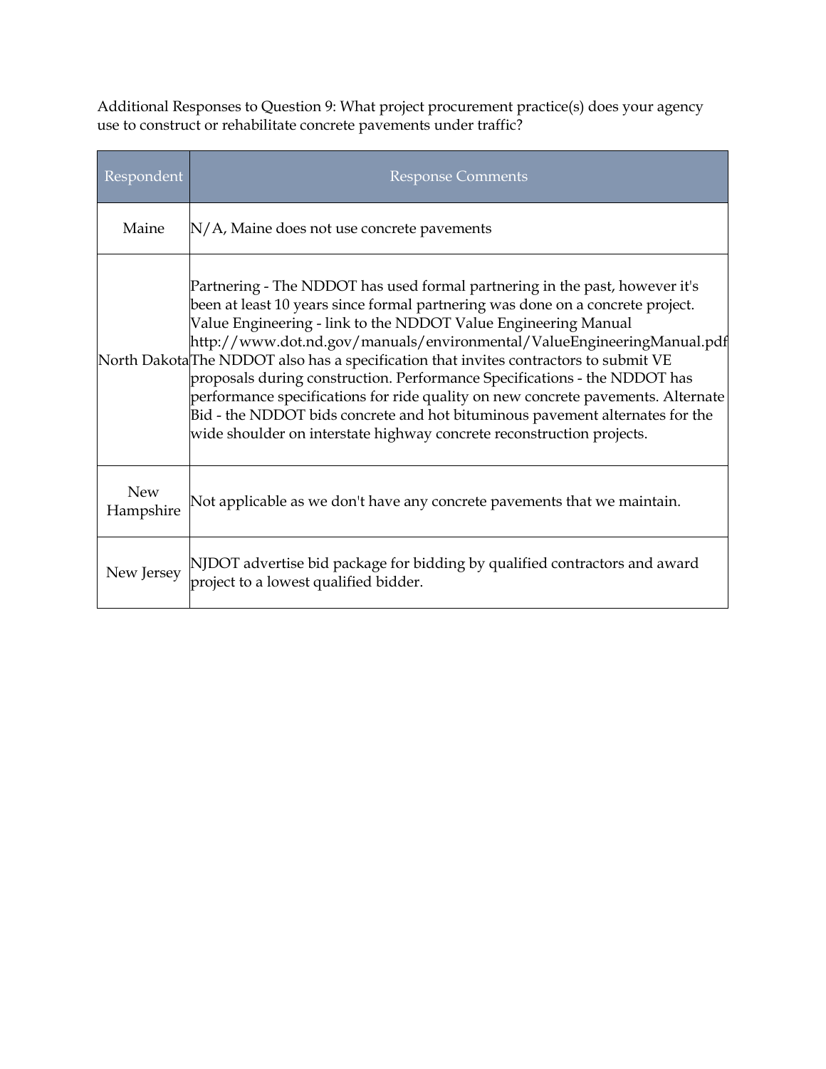Additional Responses to Question 9: What project procurement practice(s) does your agency use to construct or rehabilitate concrete pavements under traffic?

| Respondent | Response Comments |
|---|---|
| Maine | N/A, Maine does not use concrete pavements |
| North Dakota | Partnering - The NDDOT has used formal partnering in the past, however it's been at least 10 years since formal partnering was done on a concrete project. Value Engineering - link to the NDDOT Value Engineering Manual http://www.dot.nd.gov/manuals/environmental/ValueEngineeringManual.pdf The NDDOT also has a specification that invites contractors to submit VE proposals during construction. Performance Specifications - the NDDOT has performance specifications for ride quality on new concrete pavements. Alternate Bid - the NDDOT bids concrete and hot bituminous pavement alternates for the wide shoulder on interstate highway concrete reconstruction projects. |
| New Hampshire | Not applicable as we don't have any concrete pavements that we maintain. |
| New Jersey | NJDOT advertise bid package for bidding by qualified contractors and award project to a lowest qualified bidder. |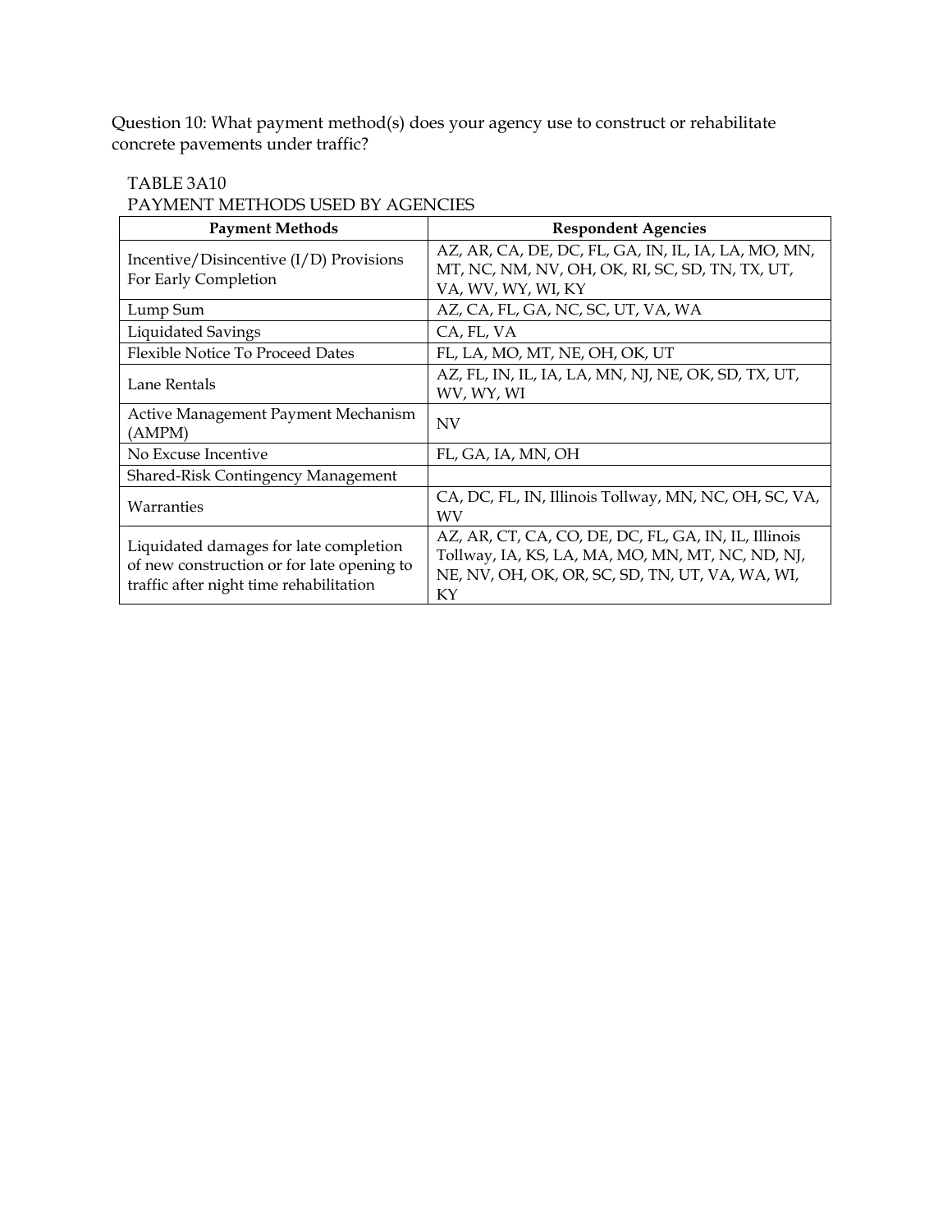Question 10: What payment method(s) does your agency use to construct or rehabilitate concrete pavements under traffic?

TABLE 3A10
PAYMENT METHODS USED BY AGENCIES

| Payment Methods | Respondent Agencies |
|---|---|
| Incentive/Disincentive (I/D) Provisions For Early Completion | AZ, AR, CA, DE, DC, FL, GA, IN, IL, IA, LA, MO, MN, MT, NC, NM, NV, OH, OK, RI, SC, SD, TN, TX, UT, VA, WV, WY, WI, KY |
| Lump Sum | AZ, CA, FL, GA, NC, SC, UT, VA, WA |
| Liquidated Savings | CA, FL, VA |
| Flexible Notice To Proceed Dates | FL, LA, MO, MT, NE, OH, OK, UT |
| Lane Rentals | AZ, FL, IN, IL, IA, LA, MN, NJ, NE, OK, SD, TX, UT, WV, WY, WI |
| Active Management Payment Mechanism (AMPM) | NV |
| No Excuse Incentive | FL, GA, IA, MN, OH |
| Shared-Risk Contingency Management | |
| Warranties | CA, DC, FL, IN, Illinois Tollway, MN, NC, OH, SC, VA, WV |
| Liquidated damages for late completion of new construction or for late opening to traffic after night time rehabilitation | AZ, AR, CT, CA, CO, DE, DC, FL, GA, IN, IL, Illinois Tollway, IA, KS, LA, MA, MO, MN, MT, NC, ND, NJ, NE, NV, OH, OK, OR, SC, SD, TN, UT, VA, WA, WI, KY |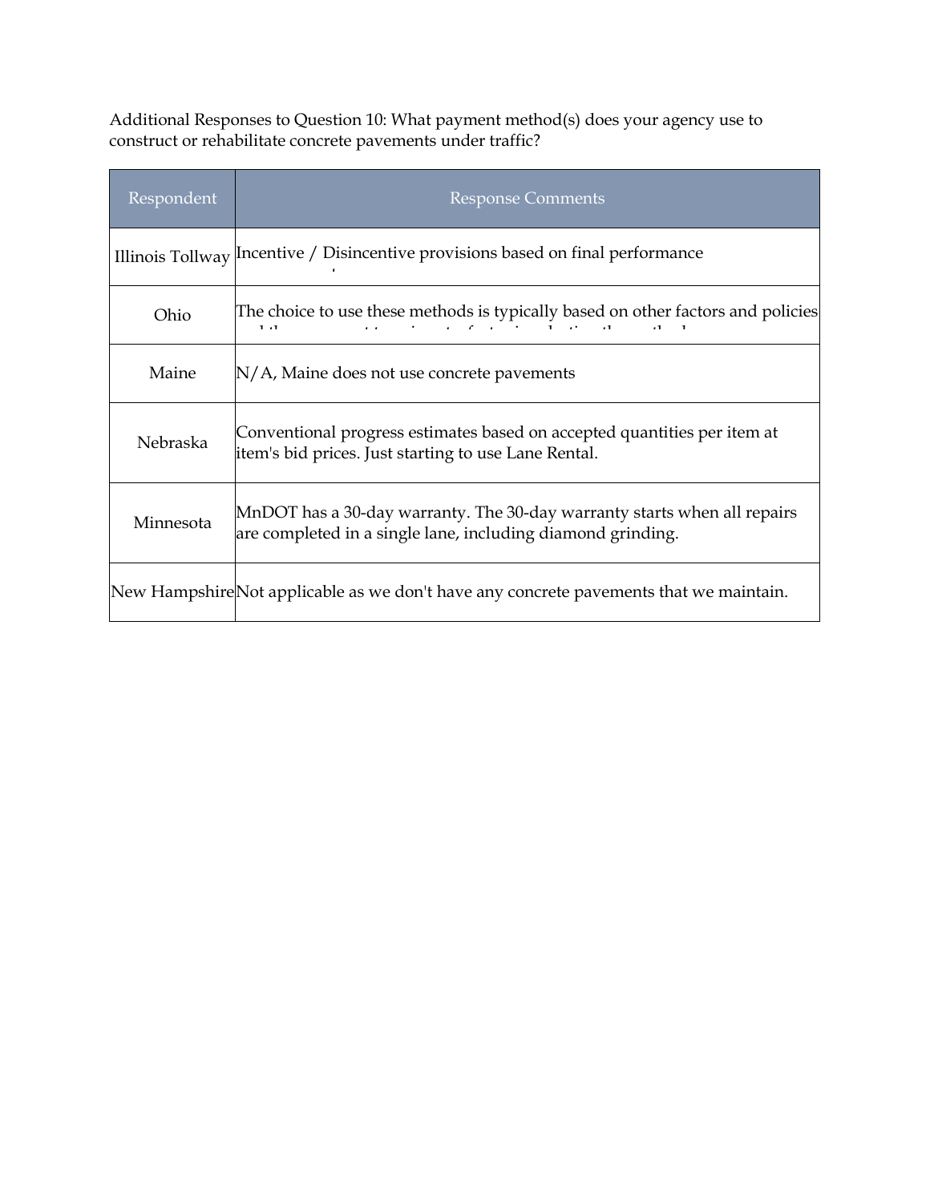Additional Responses to Question 10: What payment method(s) does your agency use to construct or rehabilitate concrete pavements under traffic?

| Respondent | Response Comments |
| --- | --- |
| Illinois Tollway | Incentive / Disincentive provisions based on final performance |
| Ohio | The choice to use these methods is typically based on other factors and policies |
| Maine | N/A, Maine does not use concrete pavements |
| Nebraska | Conventional progress estimates based on accepted quantities per item at item's bid prices. Just starting to use Lane Rental. |
| Minnesota | MnDOT has a 30-day warranty. The 30-day warranty starts when all repairs are completed in a single lane, including diamond grinding. |
| New Hampshire | Not applicable as we don't have any concrete pavements that we maintain. |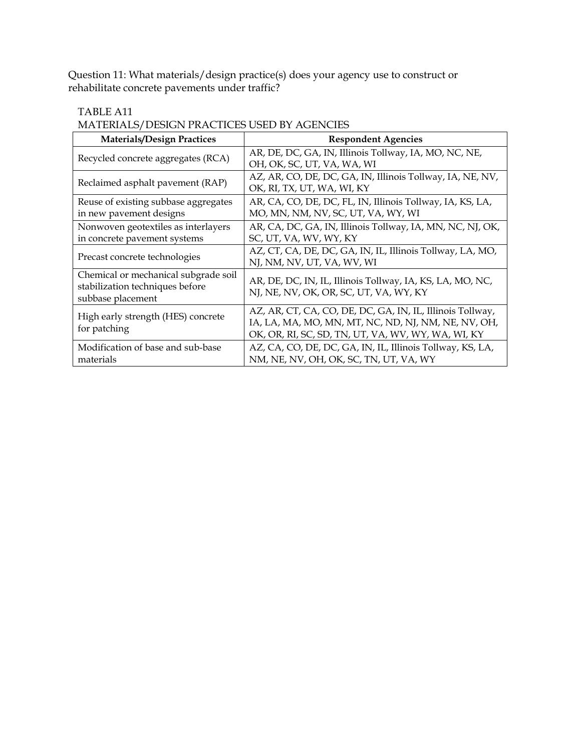Question 11: What materials/design practice(s) does your agency use to construct or rehabilitate concrete pavements under traffic?

TABLE A11
MATERIALS/DESIGN PRACTICES USED BY AGENCIES

| Materials/Design Practices | Respondent Agencies |
|---|---|
| Recycled concrete aggregates (RCA) | AR, DE, DC, GA, IN, Illinois Tollway, IA, MO, NC, NE, OH, OK, SC, UT, VA, WA, WI |
| Reclaimed asphalt pavement (RAP) | AZ, AR, CO, DE, DC, GA, IN, Illinois Tollway, IA, NE, NV, OK, RI, TX, UT, WA, WI, KY |
| Reuse of existing subbase aggregates in new pavement designs | AR, CA, CO, DE, DC, FL, IN, Illinois Tollway, IA, KS, LA, MO, MN, NM, NV, SC, UT, VA, WY, WI |
| Nonwoven geotextiles as interlayers in concrete pavement systems | AR, CA, DC, GA, IN, Illinois Tollway, IA, MN, NC, NJ, OK, SC, UT, VA, WV, WY, KY |
| Precast concrete technologies | AZ, CT, CA, DE, DC, GA, IN, IL, Illinois Tollway, LA, MO, NJ, NM, NV, UT, VA, WV, WI |
| Chemical or mechanical subgrade soil stabilization techniques before subbase placement | AR, DE, DC, IN, IL, Illinois Tollway, IA, KS, LA, MO, NC, NJ, NE, NV, OK, OR, SC, UT, VA, WY, KY |
| High early strength (HES) concrete for patching | AZ, AR, CT, CA, CO, DE, DC, GA, IN, IL, Illinois Tollway, IA, LA, MA, MO, MN, MT, NC, ND, NJ, NM, NE, NV, OH, OK, OR, RI, SC, SD, TN, UT, VA, WV, WY, WA, WI, KY |
| Modification of base and sub-base materials | AZ, CA, CO, DE, DC, GA, IN, IL, Illinois Tollway, KS, LA, NM, NE, NV, OH, OK, SC, TN, UT, VA, WY |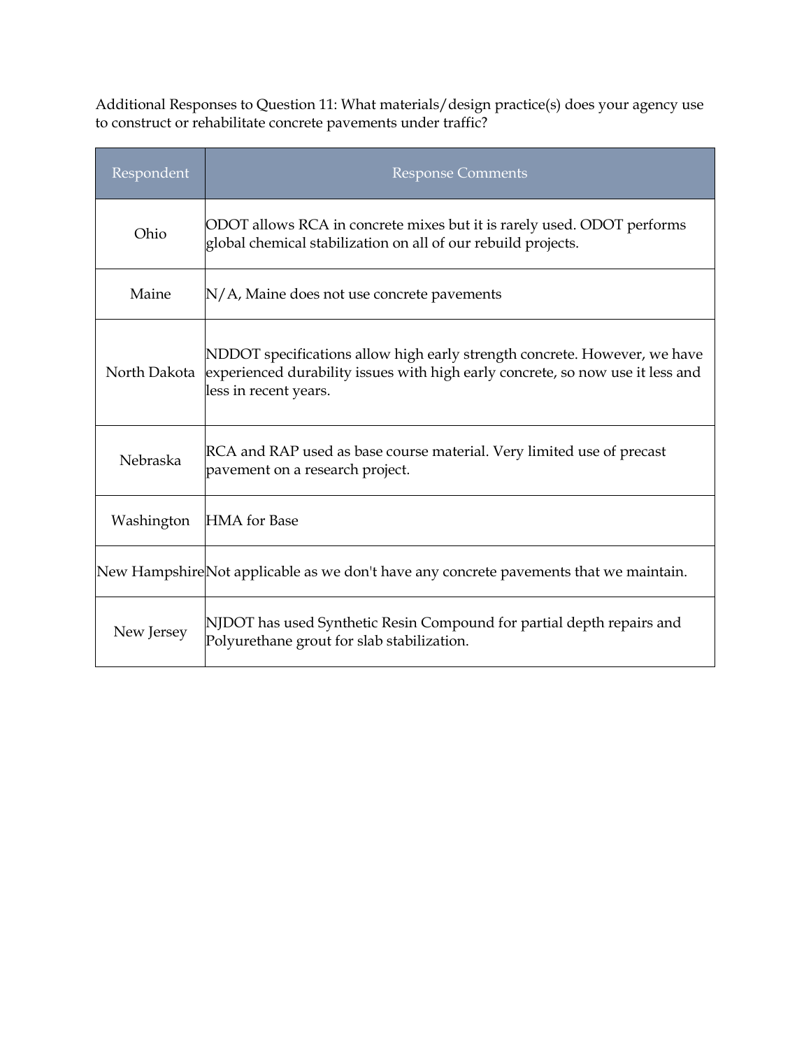Additional Responses to Question 11: What materials/design practice(s) does your agency use to construct or rehabilitate concrete pavements under traffic?

| Respondent | Response Comments |
|---|---|
| Ohio | ODOT allows RCA in concrete mixes but it is rarely used. ODOT performs global chemical stabilization on all of our rebuild projects. |
| Maine | N/A, Maine does not use concrete pavements |
| North Dakota | NDDOT specifications allow high early strength concrete. However, we have experienced durability issues with high early concrete, so now use it less and less in recent years. |
| Nebraska | RCA and RAP used as base course material. Very limited use of precast pavement on a research project. |
| Washington | HMA for Base |
| New Hampshire | Not applicable as we don't have any concrete pavements that we maintain. |
| New Jersey | NJDOT has used Synthetic Resin Compound for partial depth repairs and Polyurethane grout for slab stabilization. |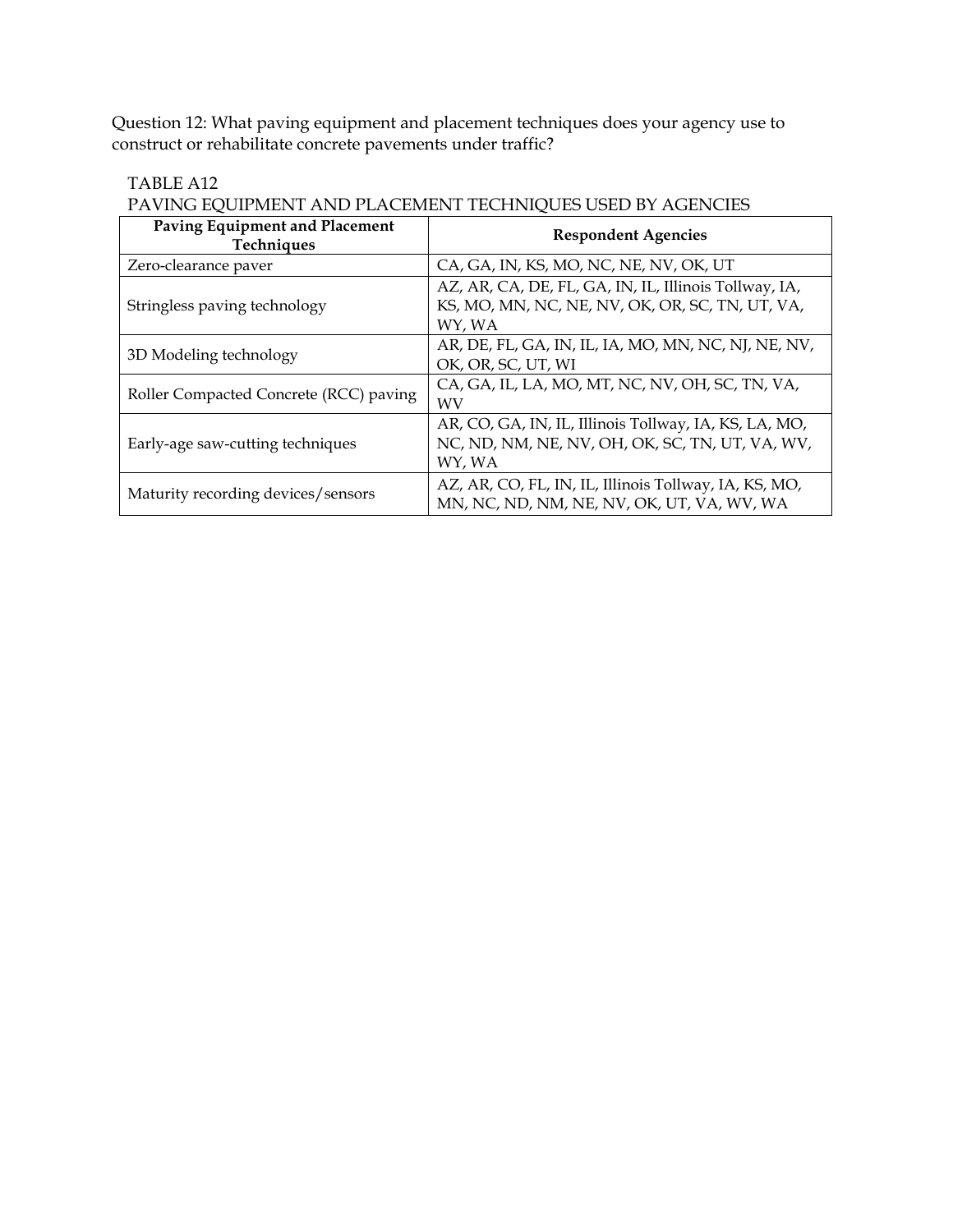Question 12: What paving equipment and placement techniques does your agency use to construct or rehabilitate concrete pavements under traffic?

TABLE A12
PAVING EQUIPMENT AND PLACEMENT TECHNIQUES USED BY AGENCIES

| Paving Equipment and Placement Techniques | Respondent Agencies |
|---|---|
| Zero-clearance paver | CA, GA, IN, KS, MO, NC, NE, NV, OK, UT |
| Stringless paving technology | AZ, AR, CA, DE, FL, GA, IN, IL, Illinois Tollway, IA, KS, MO, MN, NC, NE, NV, OK, OR, SC, TN, UT, VA, WY, WA |
| 3D Modeling technology | AR, DE, FL, GA, IN, IL, IA, MO, MN, NC, NJ, NE, NV, OK, OR, SC, UT, WI |
| Roller Compacted Concrete (RCC) paving | CA, GA, IL, LA, MO, MT, NC, NV, OH, SC, TN, VA, WV |
| Early-age saw-cutting techniques | AR, CO, GA, IN, IL, Illinois Tollway, IA, KS, LA, MO, NC, ND, NM, NE, NV, OH, OK, SC, TN, UT, VA, WV, WY, WA |
| Maturity recording devices/sensors | AZ, AR, CO, FL, IN, IL, Illinois Tollway, IA, KS, MO, MN, NC, ND, NM, NE, NV, OK, UT, VA, WV, WA |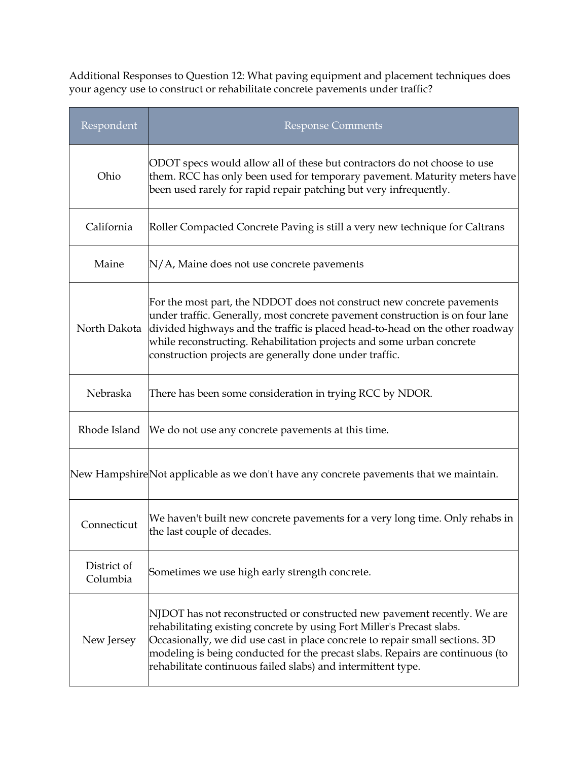Additional Responses to Question 12: What paving equipment and placement techniques does your agency use to construct or rehabilitate concrete pavements under traffic?

| Respondent | Response Comments |
|---|---|
| Ohio | ODOT specs would allow all of these but contractors do not choose to use them. RCC has only been used for temporary pavement. Maturity meters have been used rarely for rapid repair patching but very infrequently. |
| California | Roller Compacted Concrete Paving is still a very new technique for Caltrans |
| Maine | N/A, Maine does not use concrete pavements |
| North Dakota | For the most part, the NDDOT does not construct new concrete pavements under traffic. Generally, most concrete pavement construction is on four lane divided highways and the traffic is placed head-to-head on the other roadway while reconstructing. Rehabilitation projects and some urban concrete construction projects are generally done under traffic. |
| Nebraska | There has been some consideration in trying RCC by NDOR. |
| Rhode Island | We do not use any concrete pavements at this time. |
| New Hampshire | Not applicable as we don't have any concrete pavements that we maintain. |
| Connecticut | We haven't built new concrete pavements for a very long time. Only rehabs in the last couple of decades. |
| District of Columbia | Sometimes we use high early strength concrete. |
| New Jersey | NJDOT has not reconstructed or constructed new pavement recently. We are rehabilitating existing concrete by using Fort Miller's Precast slabs. Occasionally, we did use cast in place concrete to repair small sections. 3D modeling is being conducted for the precast slabs. Repairs are continuous (to rehabilitate continuous failed slabs) and intermittent type. |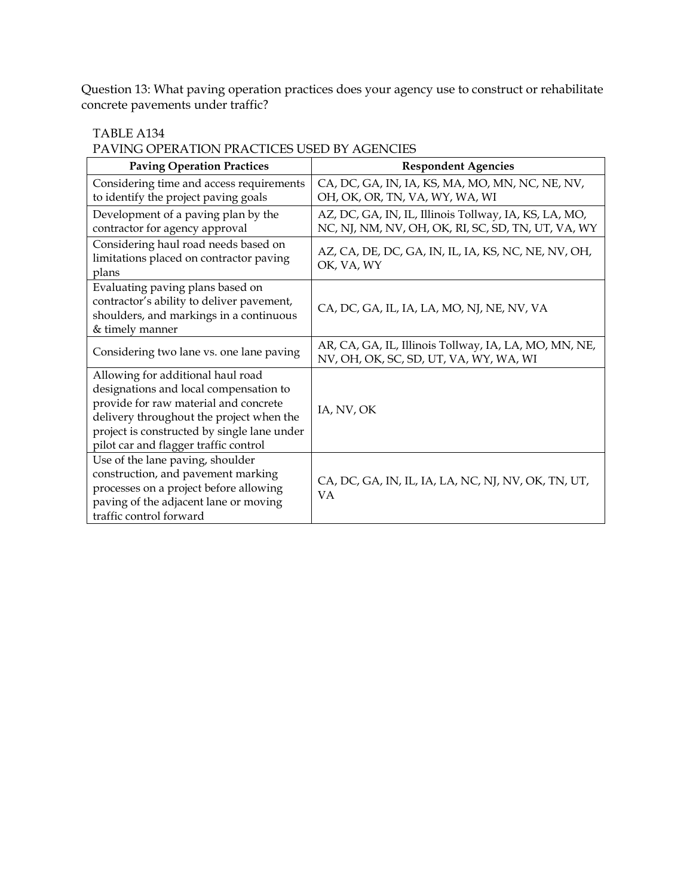Question 13: What paving operation practices does your agency use to construct or rehabilitate concrete pavements under traffic?

TABLE A134
PAVING OPERATION PRACTICES USED BY AGENCIES

| Paving Operation Practices | Respondent Agencies |
|---|---|
| Considering time and access requirements to identify the project paving goals | CA, DC, GA, IN, IA, KS, MA, MO, MN, NC, NE, NV, OH, OK, OR, TN, VA, WY, WA, WI |
| Development of a paving plan by the contractor for agency approval | AZ, DC, GA, IN, IL, Illinois Tollway, IA, KS, LA, MO, NC, NJ, NM, NV, OH, OK, RI, SC, SD, TN, UT, VA, WY |
| Considering haul road needs based on limitations placed on contractor paving plans | AZ, CA, DE, DC, GA, IN, IL, IA, KS, NC, NE, NV, OH, OK, VA, WY |
| Evaluating paving plans based on contractor's ability to deliver pavement, shoulders, and markings in a continuous & timely manner | CA, DC, GA, IL, IA, LA, MO, NJ, NE, NV, VA |
| Considering two lane vs. one lane paving | AR, CA, GA, IL, Illinois Tollway, IA, LA, MO, MN, NE, NV, OH, OK, SC, SD, UT, VA, WY, WA, WI |
| Allowing for additional haul road designations and local compensation to provide for raw material and concrete delivery throughout the project when the project is constructed by single lane under pilot car and flagger traffic control | IA, NV, OK |
| Use of the lane paving, shoulder construction, and pavement marking processes on a project before allowing paving of the adjacent lane or moving traffic control forward | CA, DC, GA, IN, IL, IA, LA, NC, NJ, NV, OK, TN, UT, VA |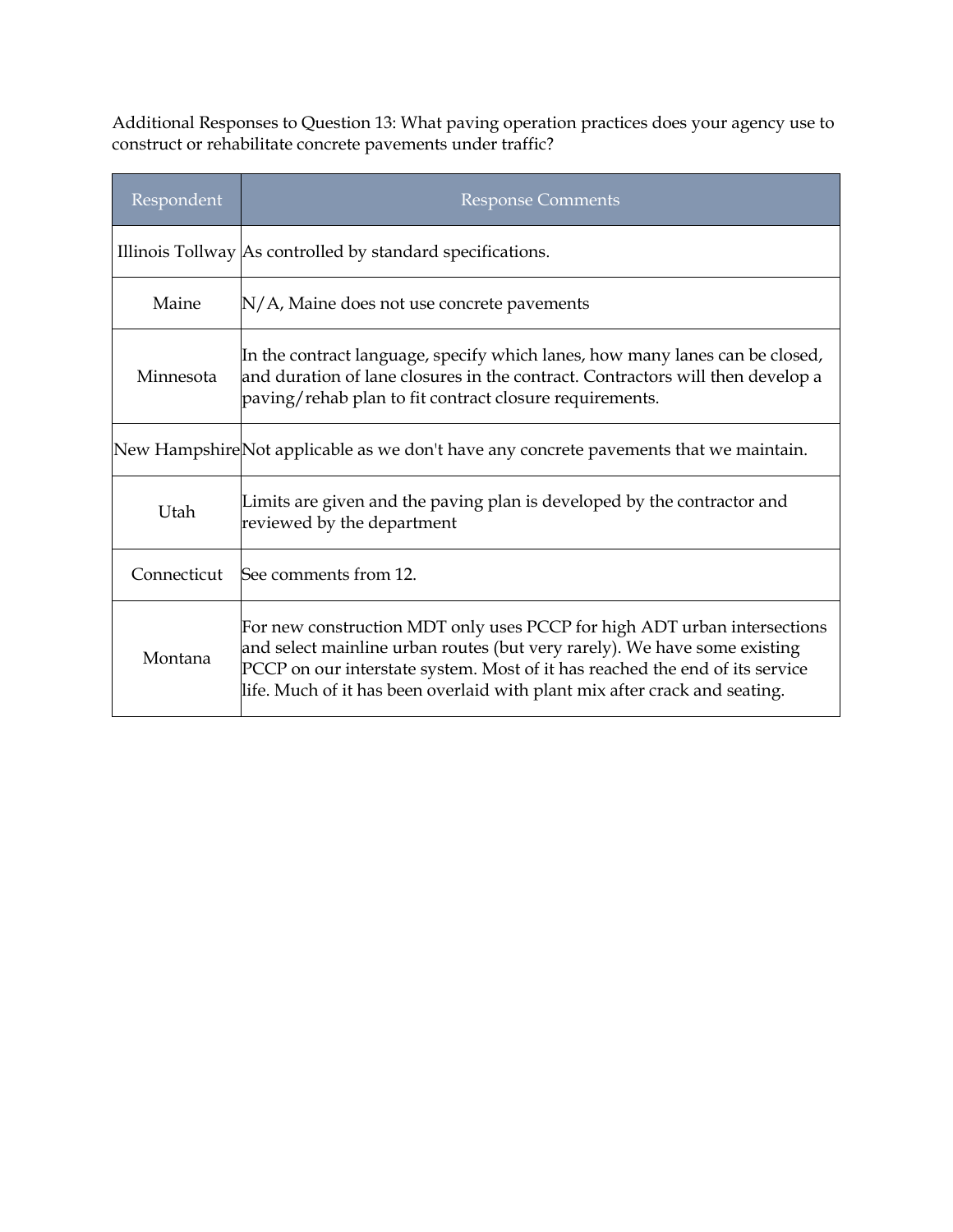Additional Responses to Question 13: What paving operation practices does your agency use to construct or rehabilitate concrete pavements under traffic?

| Respondent | Response Comments |
| --- | --- |
| Illinois Tollway | As controlled by standard specifications. |
| Maine | N/A, Maine does not use concrete pavements |
| Minnesota | In the contract language, specify which lanes, how many lanes can be closed, and duration of lane closures in the contract. Contractors will then develop a paving/rehab plan to fit contract closure requirements. |
| New Hampshire | Not applicable as we don't have any concrete pavements that we maintain. |
| Utah | Limits are given and the paving plan is developed by the contractor and reviewed by the department |
| Connecticut | See comments from 12. |
| Montana | For new construction MDT only uses PCCP for high ADT urban intersections and select mainline urban routes (but very rarely). We have some existing PCCP on our interstate system. Most of it has reached the end of its service life. Much of it has been overlaid with plant mix after crack and seating. |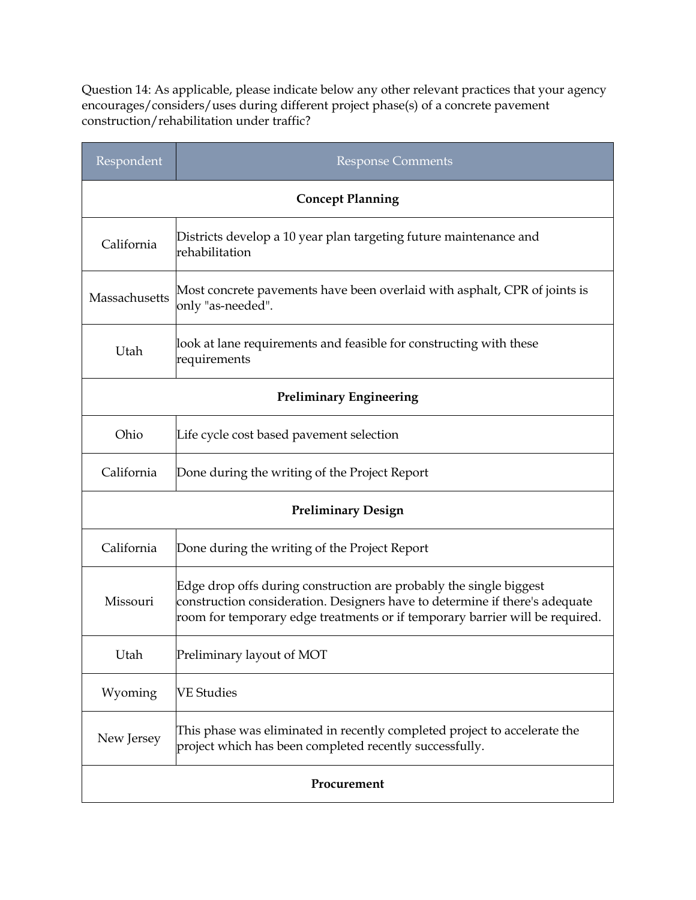Question 14: As applicable, please indicate below any other relevant practices that your agency encourages/considers/uses during different project phase(s) of a concrete pavement construction/rehabilitation under traffic?

| Respondent | Response Comments |
|---|---|
| **Concept Planning** | |
| California | Districts develop a 10 year plan targeting future maintenance and rehabilitation |
| Massachusetts | Most concrete pavements have been overlaid with asphalt, CPR of joints is only "as-needed". |
| Utah | look at lane requirements and feasible for constructing with these requirements |
| **Preliminary Engineering** | |
| Ohio | Life cycle cost based pavement selection |
| California | Done during the writing of the Project Report |
| **Preliminary Design** | |
| California | Done during the writing of the Project Report |
| Missouri | Edge drop offs during construction are probably the single biggest construction consideration. Designers have to determine if there's adequate room for temporary edge treatments or if temporary barrier will be required. |
| Utah | Preliminary layout of MOT |
| Wyoming | VE Studies |
| New Jersey | This phase was eliminated in recently completed project to accelerate the project which has been completed recently successfully. |
| **Procurement** | |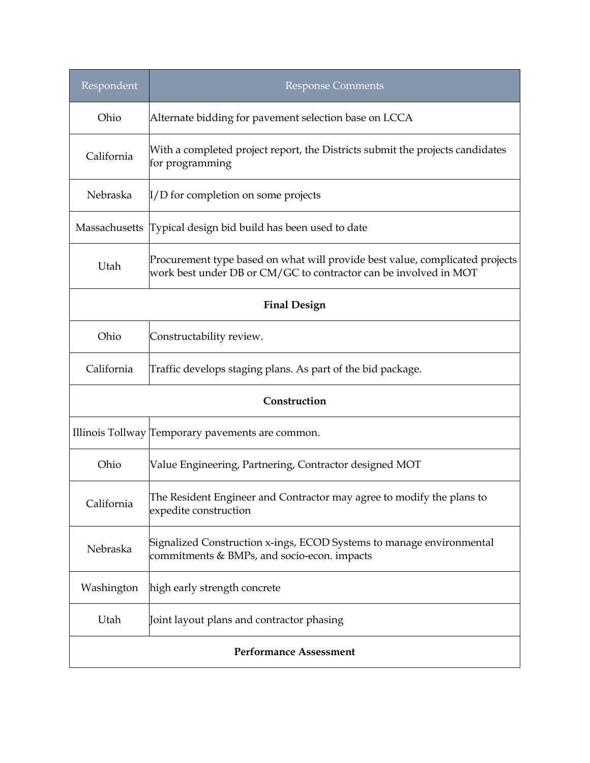| Respondent | Response Comments |
|---|---|
| Ohio | Alternate bidding for pavement selection base on LCCA |
| California | With a completed project report, the Districts submit the projects candidates for programming |
| Nebraska | I/D for completion on some projects |
| Massachusetts | Typical design bid build has been used to date |
| Utah | Procurement type based on what will provide best value, complicated projects work best under DB or CM/GC to contractor can be involved in MOT |
| **Final Design** | |
| Ohio | Constructability review. |
| California | Traffic develops staging plans. As part of the bid package. |
| **Construction** | |
| Illinois Tollway | Temporary pavements are common. |
| Ohio | Value Engineering, Partnering, Contractor designed MOT |
| California | The Resident Engineer and Contractor may agree to modify the plans to expedite construction |
| Nebraska | Signalized Construction x-ings, ECOD Systems to manage environmental commitments & BMPs, and socio-econ. impacts |
| Washington | high early strength concrete |
| Utah | Joint layout plans and contractor phasing |
| **Performance Assessment** | |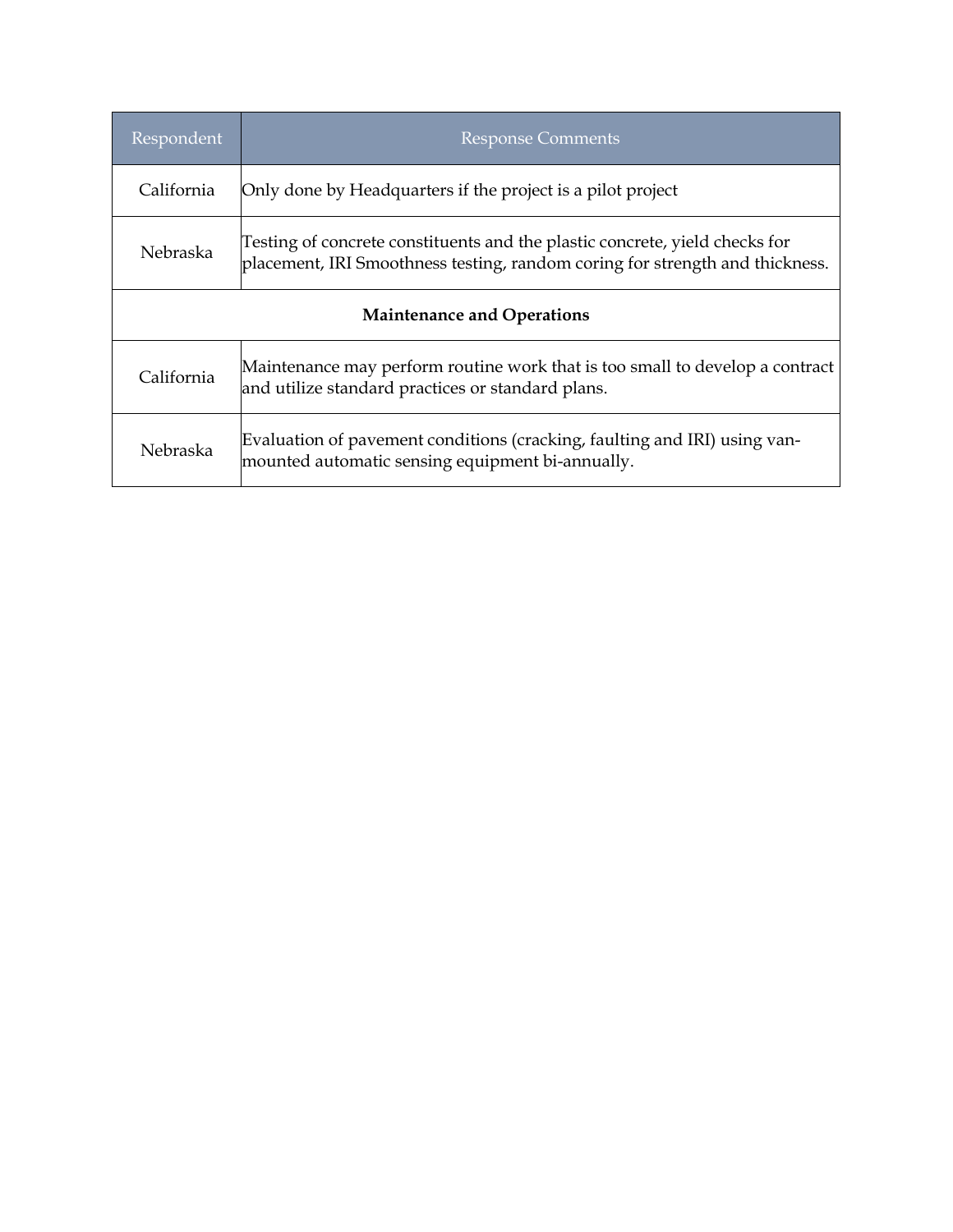| Respondent | Response Comments |
|---|---|
| California | Only done by Headquarters if the project is a pilot project |
| Nebraska | Testing of concrete constituents and the plastic concrete, yield checks for placement, IRI Smoothness testing, random coring for strength and thickness. |
| **Maintenance and Operations** | |
| California | Maintenance may perform routine work that is too small to develop a contract and utilize standard practices or standard plans. |
| Nebraska | Evaluation of pavement conditions (cracking, faulting and IRI) using van-mounted automatic sensing equipment bi-annually. |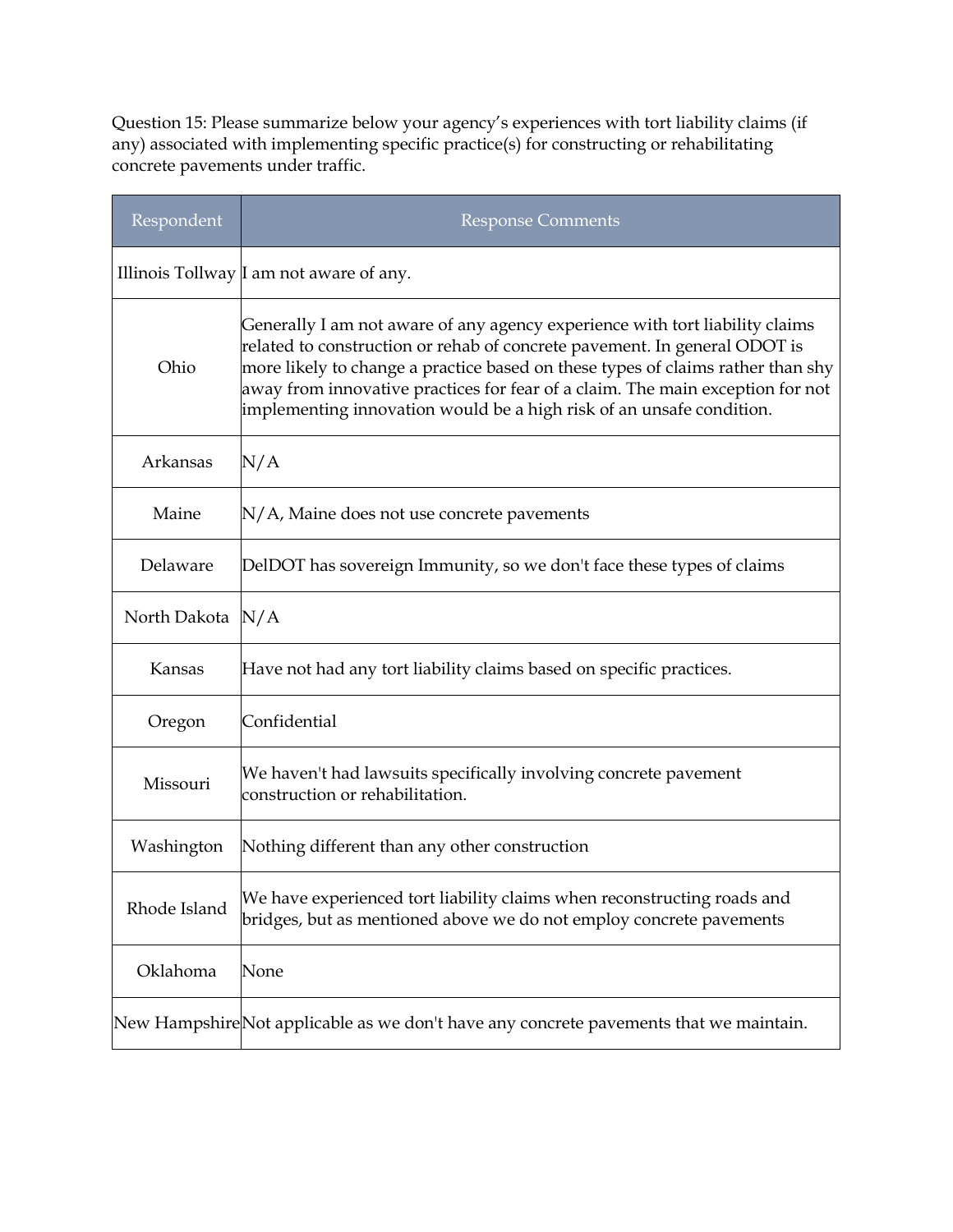Question 15: Please summarize below your agency’s experiences with tort liability claims (if any) associated with implementing specific practice(s) for constructing or rehabilitating concrete pavements under traffic.

| Respondent | Response Comments |
| --- | --- |
| Illinois Tollway | I am not aware of any. |
| Ohio | Generally I am not aware of any agency experience with tort liability claims related to construction or rehab of concrete pavement. In general ODOT is more likely to change a practice based on these types of claims rather than shy away from innovative practices for fear of a claim. The main exception for not implementing innovation would be a high risk of an unsafe condition. |
| Arkansas | N/A |
| Maine | N/A, Maine does not use concrete pavements |
| Delaware | DelDOT has sovereign Immunity, so we don't face these types of claims |
| North Dakota | N/A |
| Kansas | Have not had any tort liability claims based on specific practices. |
| Oregon | Confidential |
| Missouri | We haven't had lawsuits specifically involving concrete pavement construction or rehabilitation. |
| Washington | Nothing different than any other construction |
| Rhode Island | We have experienced tort liability claims when reconstructing roads and bridges, but as mentioned above we do not employ concrete pavements |
| Oklahoma | None |
| New Hampshire | Not applicable as we don't have any concrete pavements that we maintain. |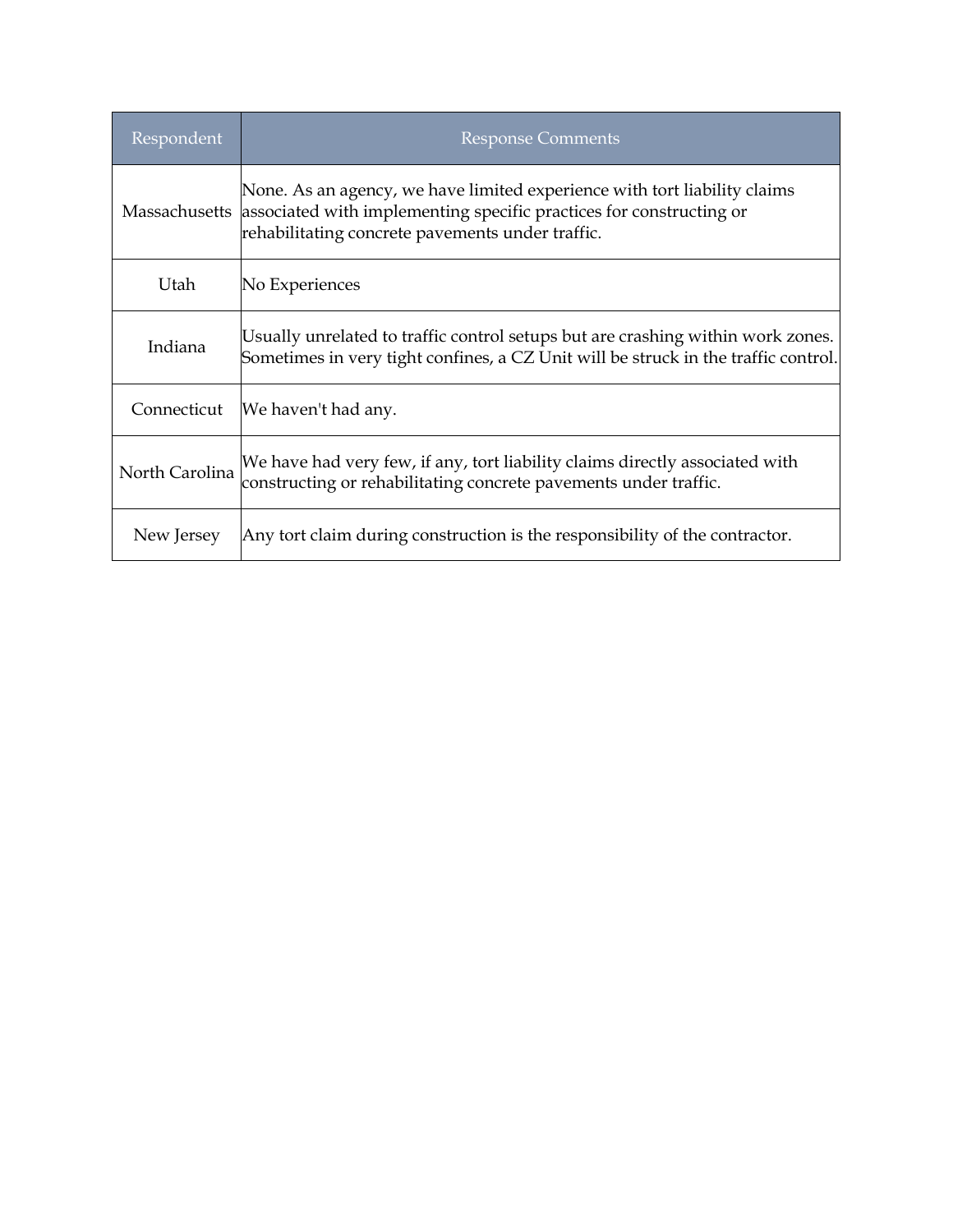| Respondent | Response Comments |
|---|---|
| Massachusetts | None. As an agency, we have limited experience with tort liability claims associated with implementing specific practices for constructing or rehabilitating concrete pavements under traffic. |
| Utah | No Experiences |
| Indiana | Usually unrelated to traffic control setups but are crashing within work zones. Sometimes in very tight confines, a CZ Unit will be struck in the traffic control. |
| Connecticut | We haven't had any. |
| North Carolina | We have had very few, if any, tort liability claims directly associated with constructing or rehabilitating concrete pavements under traffic. |
| New Jersey | Any tort claim during construction is the responsibility of the contractor. |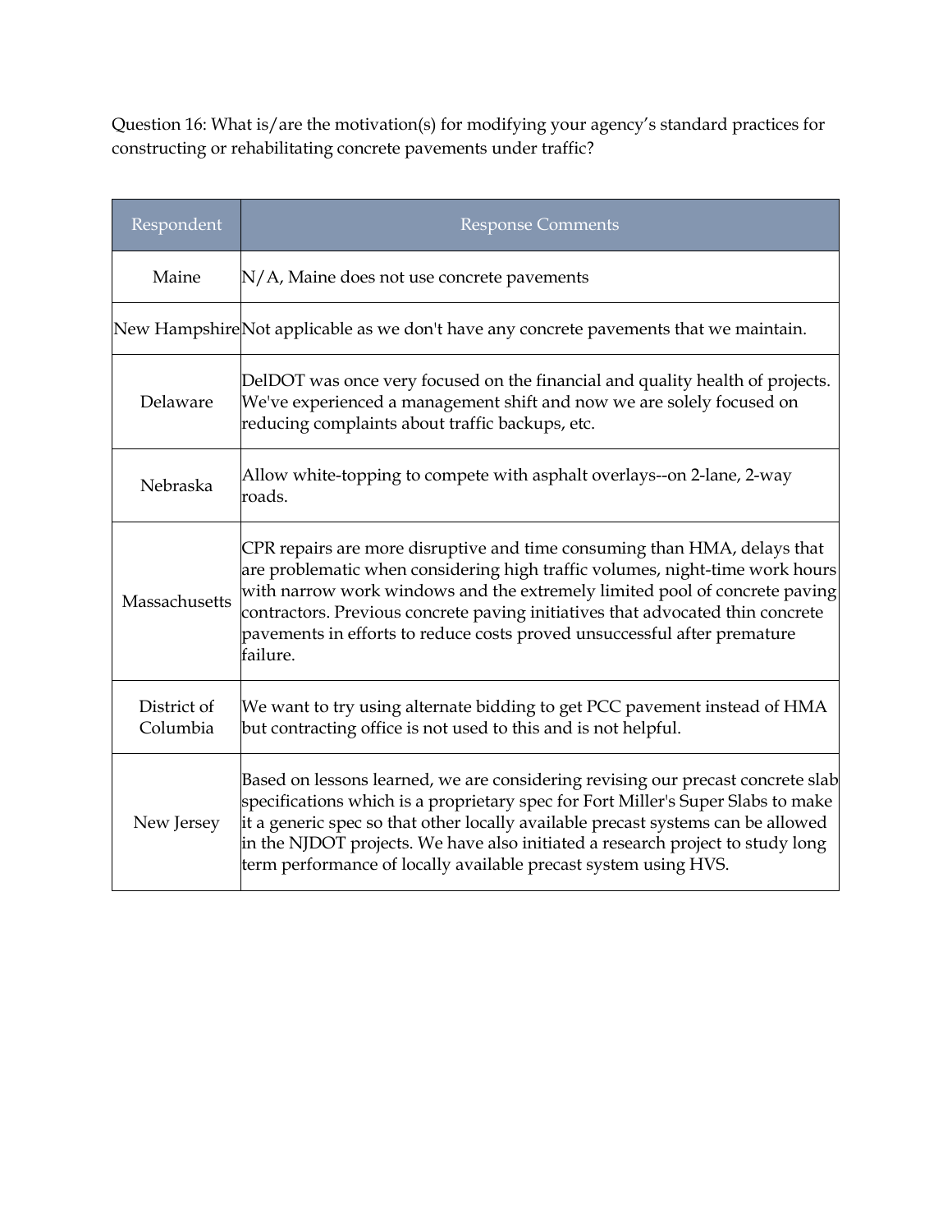Question 16: What is/are the motivation(s) for modifying your agency's standard practices for constructing or rehabilitating concrete pavements under traffic?

| Respondent | Response Comments |
|---|---|
| Maine | N/A, Maine does not use concrete pavements |
| New Hampshire | Not applicable as we don't have any concrete pavements that we maintain. |
| Delaware | DelDOT was once very focused on the financial and quality health of projects. We've experienced a management shift and now we are solely focused on reducing complaints about traffic backups, etc. |
| Nebraska | Allow white-topping to compete with asphalt overlays--on 2-lane, 2-way roads. |
| Massachusetts | CPR repairs are more disruptive and time consuming than HMA, delays that are problematic when considering high traffic volumes, night-time work hours with narrow work windows and the extremely limited pool of concrete paving contractors. Previous concrete paving initiatives that advocated thin concrete pavements in efforts to reduce costs proved unsuccessful after premature failure. |
| District of Columbia | We want to try using alternate bidding to get PCC pavement instead of HMA but contracting office is not used to this and is not helpful. |
| New Jersey | Based on lessons learned, we are considering revising our precast concrete slab specifications which is a proprietary spec for Fort Miller's Super Slabs to make it a generic spec so that other locally available precast systems can be allowed in the NJDOT projects. We have also initiated a research project to study long term performance of locally available precast system using HVS. |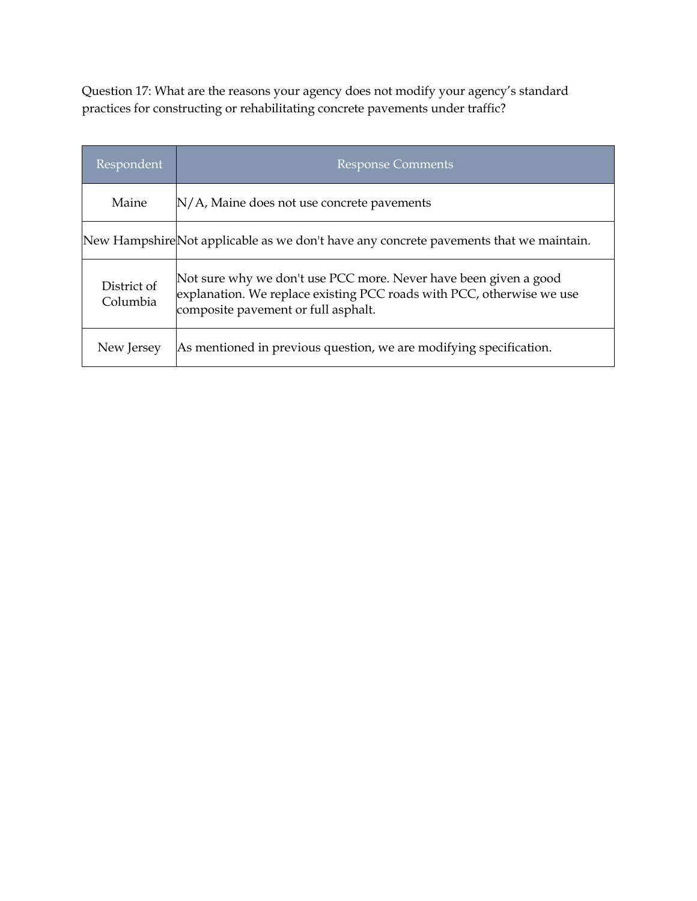Question 17: What are the reasons your agency does not modify your agency's standard practices for constructing or rehabilitating concrete pavements under traffic?

| Respondent | Response Comments |
| --- | --- |
| Maine | N/A, Maine does not use concrete pavements |
| New Hampshire | Not applicable as we don't have any concrete pavements that we maintain. |
| District of Columbia | Not sure why we don't use PCC more. Never have been given a good explanation. We replace existing PCC roads with PCC, otherwise we use composite pavement or full asphalt. |
| New Jersey | As mentioned in previous question, we are modifying specification. |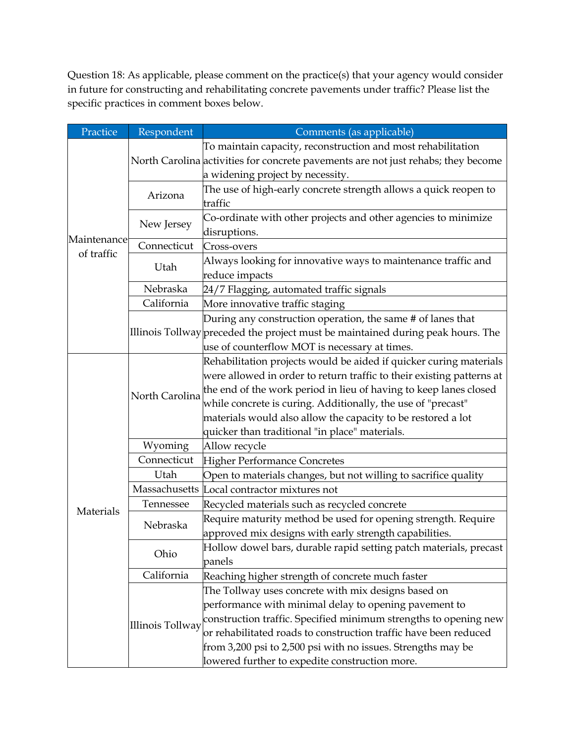Question 18: As applicable, please comment on the practice(s) that your agency would consider in future for constructing and rehabilitating concrete pavements under traffic? Please list the specific practices in comment boxes below.

| Practice | Respondent | Comments (as applicable) |
|---|---|---|
| Maintenance of traffic | North Carolina | To maintain capacity, reconstruction and most rehabilitation activities for concrete pavements are not just rehabs; they become a widening project by necessity. |
| | Arizona | The use of high-early concrete strength allows a quick reopen to traffic |
| | New Jersey | Co-ordinate with other projects and other agencies to minimize disruptions. |
| | Connecticut | Cross-overs |
| | Utah | Always looking for innovative ways to maintenance traffic and reduce impacts |
| | Nebraska | 24/7 Flagging, automated traffic signals |
| | California | More innovative traffic staging |
| | Illinois Tollway | During any construction operation, the same # of lanes that preceded the project must be maintained during peak hours. The use of counterflow MOT is necessary at times. |
| Materials | North Carolina | Rehabilitation projects would be aided if quicker curing materials were allowed in order to return traffic to their existing patterns at the end of the work period in lieu of having to keep lanes closed while concrete is curing. Additionally, the use of "precast" materials would also allow the capacity to be restored a lot quicker than traditional "in place" materials. |
| | Wyoming | Allow recycle |
| | Connecticut | Higher Performance Concretes |
| | Utah | Open to materials changes, but not willing to sacrifice quality |
| | Massachusetts | Local contractor mixtures not |
| | Tennessee | Recycled materials such as recycled concrete |
| | Nebraska | Require maturity method be used for opening strength. Require approved mix designs with early strength capabilities. |
| | Ohio | Hollow dowel bars, durable rapid setting patch materials, precast panels |
| | California | Reaching higher strength of concrete much faster |
| | Illinois Tollway | The Tollway uses concrete with mix designs based on performance with minimal delay to opening pavement to construction traffic. Specified minimum strengths to opening new or rehabilitated roads to construction traffic have been reduced from 3,200 psi to 2,500 psi with no issues. Strengths may be lowered further to expedite construction more. |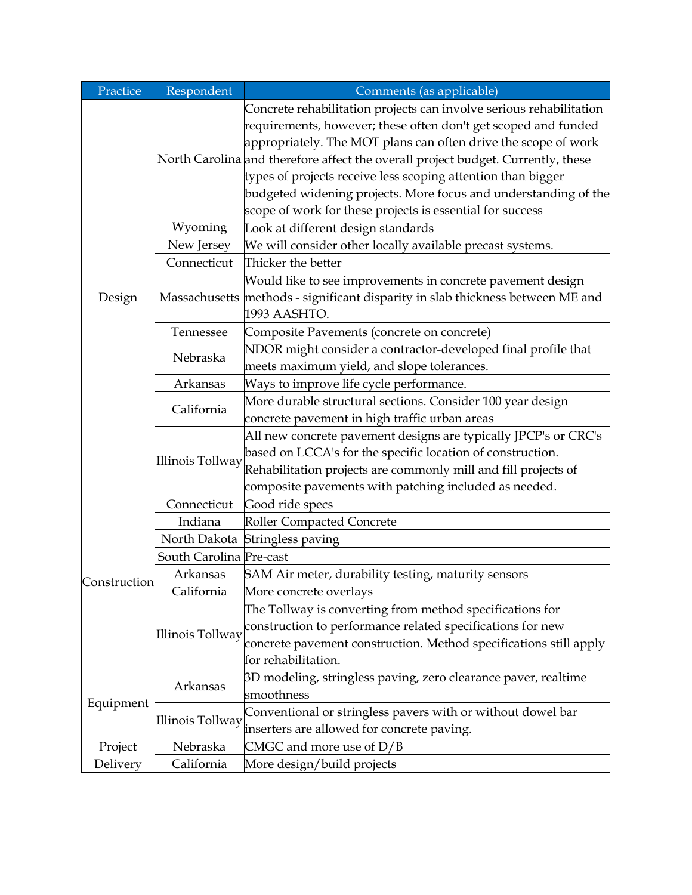| Practice | Respondent | Comments (as applicable) |
|---|---|---|
| Design | North Carolina | Concrete rehabilitation projects can involve serious rehabilitation requirements, however; these often don't get scoped and funded appropriately. The MOT plans can often drive the scope of work and therefore affect the overall project budget. Currently, these types of projects receive less scoping attention than bigger budgeted widening projects. More focus and understanding of the scope of work for these projects is essential for success |
| | Wyoming | Look at different design standards |
| | New Jersey | We will consider other locally available precast systems. |
| | Connecticut | Thicker the better |
| | Massachusetts | Would like to see improvements in concrete pavement design methods - significant disparity in slab thickness between ME and 1993 AASHTO. |
| | Tennessee | Composite Pavements (concrete on concrete) |
| | Nebraska | NDOR might consider a contractor-developed final profile that meets maximum yield, and slope tolerances. |
| | Arkansas | Ways to improve life cycle performance. |
| | California | More durable structural sections. Consider 100 year design concrete pavement in high traffic urban areas |
| | Illinois Tollway | All new concrete pavement designs are typically JPCP's or CRC's based on LCCA's for the specific location of construction. Rehabilitation projects are commonly mill and fill projects of composite pavements with patching included as needed. |
| Construction | Connecticut | Good ride specs |
| | Indiana | Roller Compacted Concrete |
| | North Dakota | Stringless paving |
| | South Carolina | Pre-cast |
| | Arkansas | SAM Air meter, durability testing, maturity sensors |
| | California | More concrete overlays |
| | Illinois Tollway | The Tollway is converting from method specifications for construction to performance related specifications for new concrete pavement construction. Method specifications still apply for rehabilitation. |
| Equipment | Arkansas | 3D modeling, stringless paving, zero clearance paver, realtime smoothness |
| | Illinois Tollway | Conventional or stringless pavers with or without dowel bar inserters are allowed for concrete paving. |
| Project Delivery | Nebraska | CMGC and more use of D/B |
| | California | More design/build projects |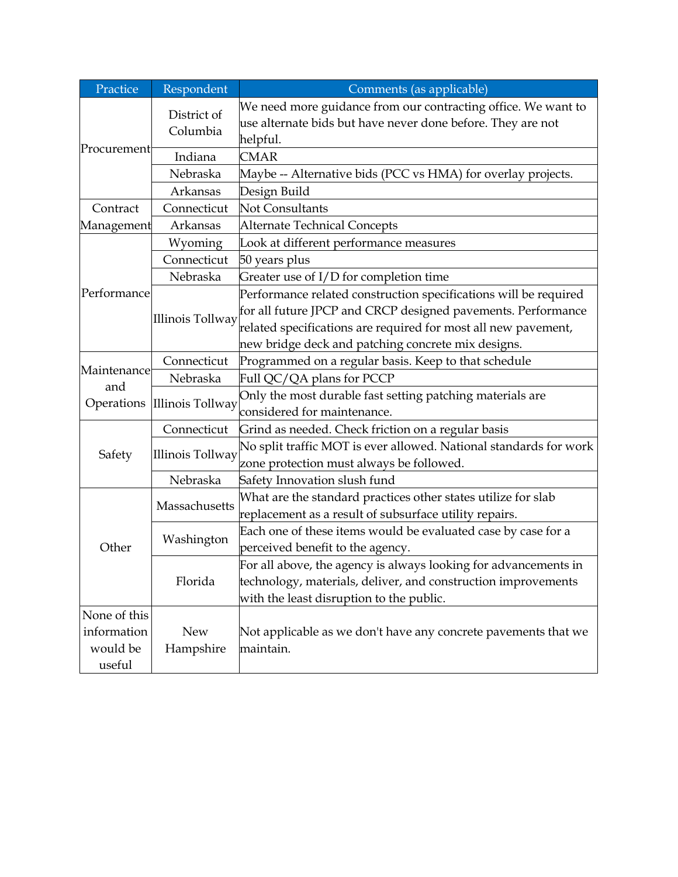| Practice | Respondent | Comments (as applicable) |
|---|---|---|
| Procurement | District of Columbia | We need more guidance from our contracting office. We want to use alternate bids but have never done before. They are not helpful. |
| | Indiana | CMAR |
| | Nebraska | Maybe -- Alternative bids (PCC vs HMA) for overlay projects. |
| | Arkansas | Design Build |
| Contract Management | Connecticut | Not Consultants |
| | Arkansas | Alternate Technical Concepts |
| Performance | Wyoming | Look at different performance measures |
| | Connecticut | 50 years plus |
| | Nebraska | Greater use of I/D for completion time |
| | Illinois Tollway | Performance related construction specifications will be required for all future JPCP and CRCP designed pavements. Performance related specifications are required for most all new pavement, new bridge deck and patching concrete mix designs. |
| Maintenance and Operations | Connecticut | Programmed on a regular basis. Keep to that schedule |
| | Nebraska | Full QC/QA plans for PCCP |
| | Illinois Tollway | Only the most durable fast setting patching materials are considered for maintenance. |
| Safety | Connecticut | Grind as needed. Check friction on a regular basis |
| | Illinois Tollway | No split traffic MOT is ever allowed. National standards for work zone protection must always be followed. |
| | Nebraska | Safety Innovation slush fund |
| Other | Massachusetts | What are the standard practices other states utilize for slab replacement as a result of subsurface utility repairs. |
| | Washington | Each one of these items would be evaluated case by case for a perceived benefit to the agency. |
| | Florida | For all above, the agency is always looking for advancements in technology, materials, deliver, and construction improvements with the least disruption to the public. |
| None of this information would be useful | New Hampshire | Not applicable as we don't have any concrete pavements that we maintain. |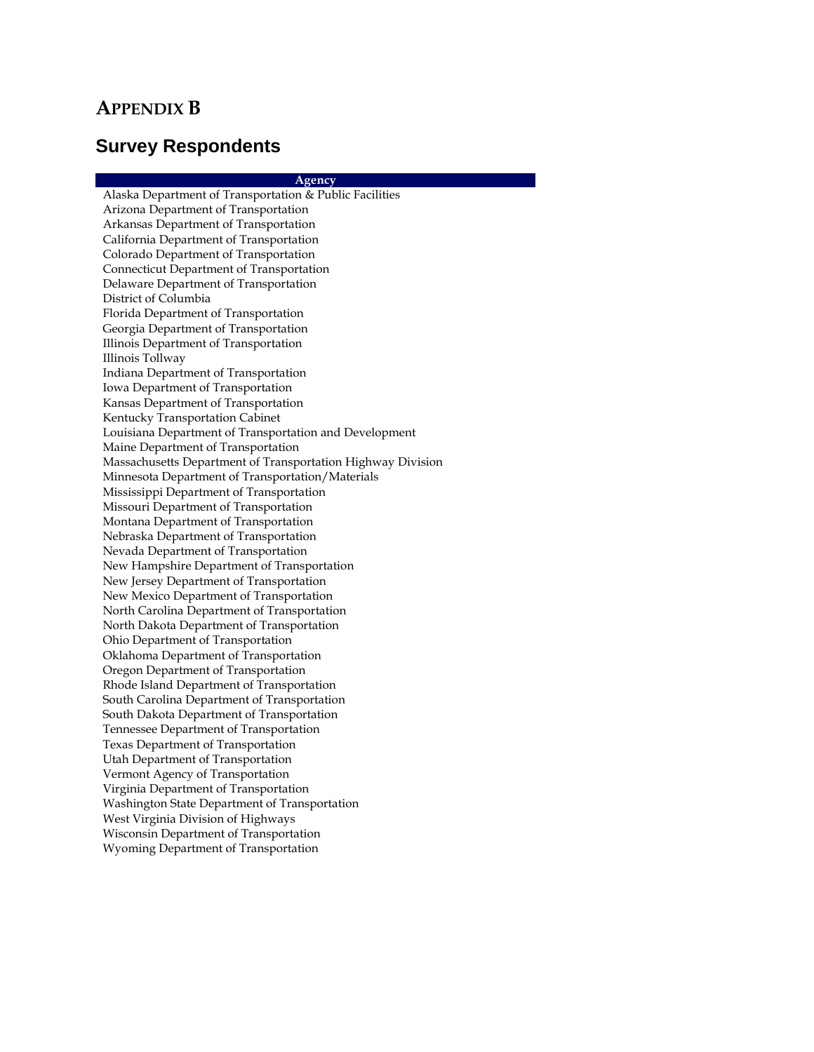# Appendix B

## Survey Respondents

| Agency |
|---|
| Alaska Department of Transportation & Public Facilities |
| Arizona Department of Transportation |
| Arkansas Department of Transportation |
| California Department of Transportation |
| Colorado Department of Transportation |
| Connecticut Department of Transportation |
| Delaware Department of Transportation |
| District of Columbia |
| Florida Department of Transportation |
| Georgia Department of Transportation |
| Illinois Department of Transportation |
| Illinois Tollway |
| Indiana Department of Transportation |
| Iowa Department of Transportation |
| Kansas Department of Transportation |
| Kentucky Transportation Cabinet |
| Louisiana Department of Transportation and Development |
| Maine Department of Transportation |
| Massachusetts Department of Transportation Highway Division |
| Minnesota Department of Transportation/Materials |
| Mississippi Department of Transportation |
| Missouri Department of Transportation |
| Montana Department of Transportation |
| Nebraska Department of Transportation |
| Nevada Department of Transportation |
| New Hampshire Department of Transportation |
| New Jersey Department of Transportation |
| New Mexico Department of Transportation |
| North Carolina Department of Transportation |
| North Dakota Department of Transportation |
| Ohio Department of Transportation |
| Oklahoma Department of Transportation |
| Oregon Department of Transportation |
| Rhode Island Department of Transportation |
| South Carolina Department of Transportation |
| South Dakota Department of Transportation |
| Tennessee Department of Transportation |
| Texas Department of Transportation |
| Utah Department of Transportation |
| Vermont Agency of Transportation |
| Virginia Department of Transportation |
| Washington State Department of Transportation |
| West Virginia Division of Highways |
| Wisconsin Department of Transportation |
| Wyoming Department of Transportation |